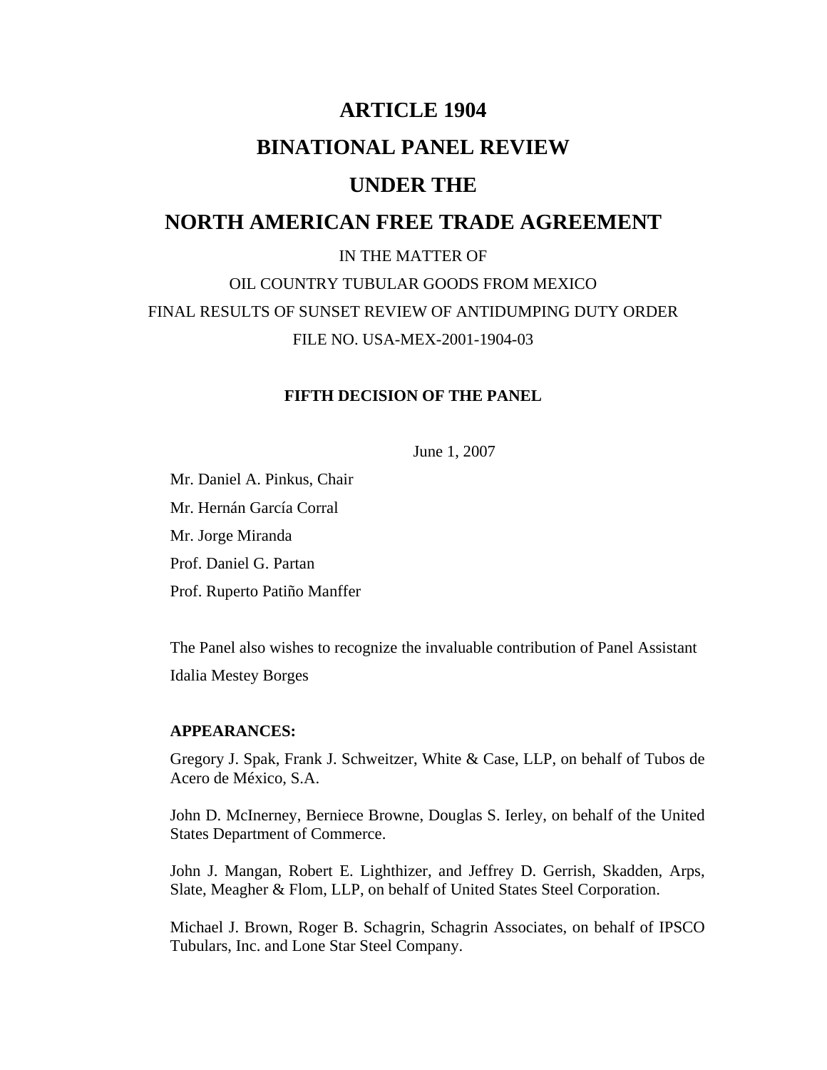# ARTICLE 1904

# BINATIONAL PANEL REVIEW

# UNDER THE

# NORTH AMERICAN FREE TRADE AGREEMENT

IN THE MATTER OF

OIL COUNTRY TUBULAR GOODS FROM MEXICO

FINAL RESULTS OF SUNSET REVIEW OF ANTIDUMPING DUTY ORDER

FILE NO. USA-MEX-2001-1904-03

**FIFTH DECISION OF THE PANEL**

June 1, 2007

Mr. Daniel A. Pinkus, Chair

Mr. Hernán García Corral

Mr. Jorge Miranda

Prof. Daniel G. Partan

Prof. Ruperto Patiño Manffer

The Panel also wishes to recognize the invaluable contribution of Panel Assistant Idalia Mestey Borges

**APPEARANCES:**

Gregory J. Spak, Frank J. Schweitzer, White & Case, LLP, on behalf of Tubos de Acero de México, S.A.

John D. McInerney, Berniece Browne, Douglas S. Ierley, on behalf of the United States Department of Commerce.

John J. Mangan, Robert E. Lighthizer, and Jeffrey D. Gerrish, Skadden, Arps, Slate, Meagher & Flom, LLP, on behalf of United States Steel Corporation.

Michael J. Brown, Roger B. Schagrin, Schagrin Associates, on behalf of IPSCO Tubulars, Inc. and Lone Star Steel Company.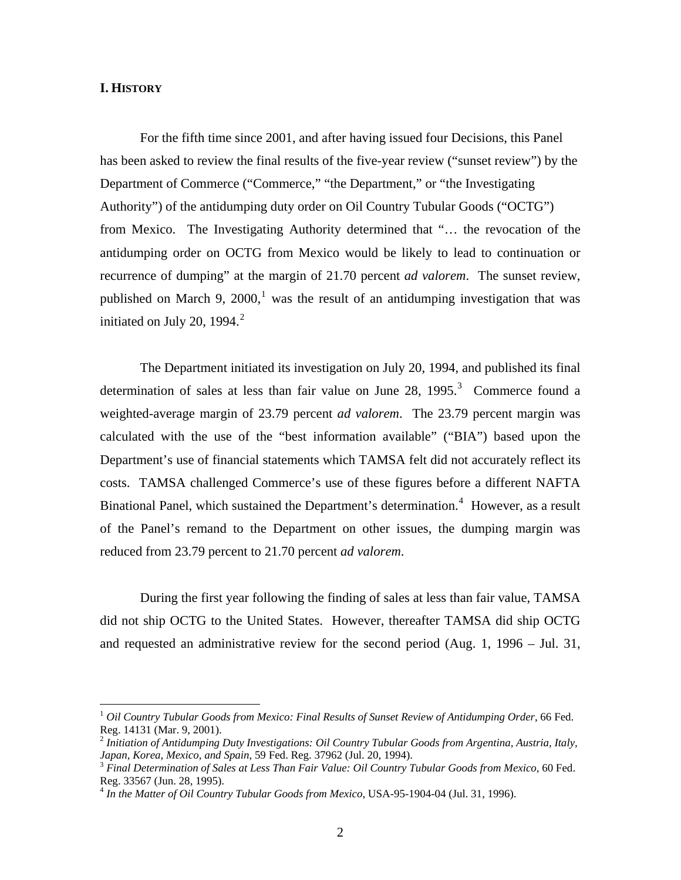## I. History

For the fifth time since 2001, and after having issued four Decisions, this Panel has been asked to review the final results of the five-year review ("sunset review") by the Department of Commerce ("Commerce," "the Department," or "the Investigating Authority") of the antidumping duty order on Oil Country Tubular Goods ("OCTG") from Mexico. The Investigating Authority determined that "… the revocation of the antidumping order on OCTG from Mexico would be likely to lead to continuation or recurrence of dumping" at the margin of 21.70 percent *ad valorem*. The sunset review, published on March 9, 2000,[1] was the result of an antidumping investigation that was initiated on July 20, 1994.[2]

The Department initiated its investigation on July 20, 1994, and published its final determination of sales at less than fair value on June 28, 1995.[3] Commerce found a weighted-average margin of 23.79 percent *ad valorem*. The 23.79 percent margin was calculated with the use of the "best information available" ("BIA") based upon the Department's use of financial statements which TAMSA felt did not accurately reflect its costs. TAMSA challenged Commerce's use of these figures before a different NAFTA Binational Panel, which sustained the Department's determination.[4] However, as a result of the Panel's remand to the Department on other issues, the dumping margin was reduced from 23.79 percent to 21.70 percent *ad valorem*.

During the first year following the finding of sales at less than fair value, TAMSA did not ship OCTG to the United States. However, thereafter TAMSA did ship OCTG and requested an administrative review for the second period (Aug. 1, 1996 – Jul. 31,

---

[1] *Oil Country Tubular Goods from Mexico: Final Results of Sunset Review of Antidumping Order*, 66 Fed. Reg. 14131 (Mar. 9, 2001).

[2] *Initiation of Antidumping Duty Investigations: Oil Country Tubular Goods from Argentina, Austria, Italy, Japan, Korea, Mexico, and Spain*, 59 Fed. Reg. 37962 (Jul. 20, 1994).

[3] *Final Determination of Sales at Less Than Fair Value: Oil Country Tubular Goods from Mexico*, 60 Fed. Reg. 33567 (Jun. 28, 1995).

[4] *In the Matter of Oil Country Tubular Goods from Mexico*, USA-95-1904-04 (Jul. 31, 1996).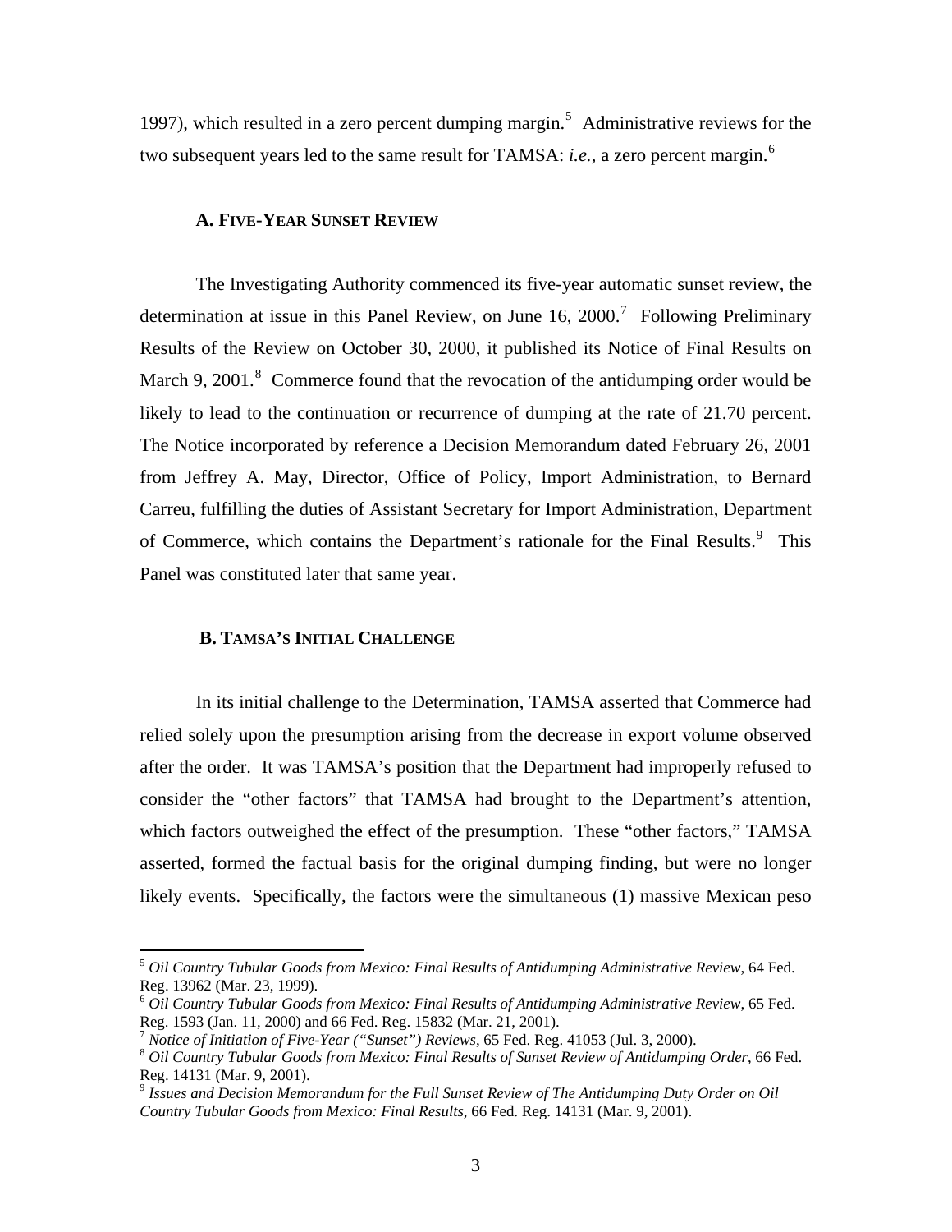1997), which resulted in a zero percent dumping margin.[5] Administrative reviews for the two subsequent years led to the same result for TAMSA: *i.e.*, a zero percent margin.[6]

### A. Five-Year Sunset Review

The Investigating Authority commenced its five-year automatic sunset review, the determination at issue in this Panel Review, on June 16, 2000.[7] Following Preliminary Results of the Review on October 30, 2000, it published its Notice of Final Results on March 9, 2001.[8] Commerce found that the revocation of the antidumping order would be likely to lead to the continuation or recurrence of dumping at the rate of 21.70 percent. The Notice incorporated by reference a Decision Memorandum dated February 26, 2001 from Jeffrey A. May, Director, Office of Policy, Import Administration, to Bernard Carreu, fulfilling the duties of Assistant Secretary for Import Administration, Department of Commerce, which contains the Department's rationale for the Final Results.[9] This Panel was constituted later that same year.

### B. TAMSA's Initial Challenge

In its initial challenge to the Determination, TAMSA asserted that Commerce had relied solely upon the presumption arising from the decrease in export volume observed after the order. It was TAMSA's position that the Department had improperly refused to consider the "other factors" that TAMSA had brought to the Department's attention, which factors outweighed the effect of the presumption. These "other factors," TAMSA asserted, formed the factual basis for the original dumping finding, but were no longer likely events. Specifically, the factors were the simultaneous (1) massive Mexican peso

---

[5] *Oil Country Tubular Goods from Mexico: Final Results of Antidumping Administrative Review*, 64 Fed. Reg. 13962 (Mar. 23, 1999).

[6] *Oil Country Tubular Goods from Mexico: Final Results of Antidumping Administrative Review*, 65 Fed. Reg. 1593 (Jan. 11, 2000) and 66 Fed. Reg. 15832 (Mar. 21, 2001).

[7] *Notice of Initiation of Five-Year ("Sunset") Reviews*, 65 Fed. Reg. 41053 (Jul. 3, 2000).

[8] *Oil Country Tubular Goods from Mexico: Final Results of Sunset Review of Antidumping Order*, 66 Fed. Reg. 14131 (Mar. 9, 2001).

[9] *Issues and Decision Memorandum for the Full Sunset Review of The Antidumping Duty Order on Oil Country Tubular Goods from Mexico: Final Results*, 66 Fed. Reg. 14131 (Mar. 9, 2001).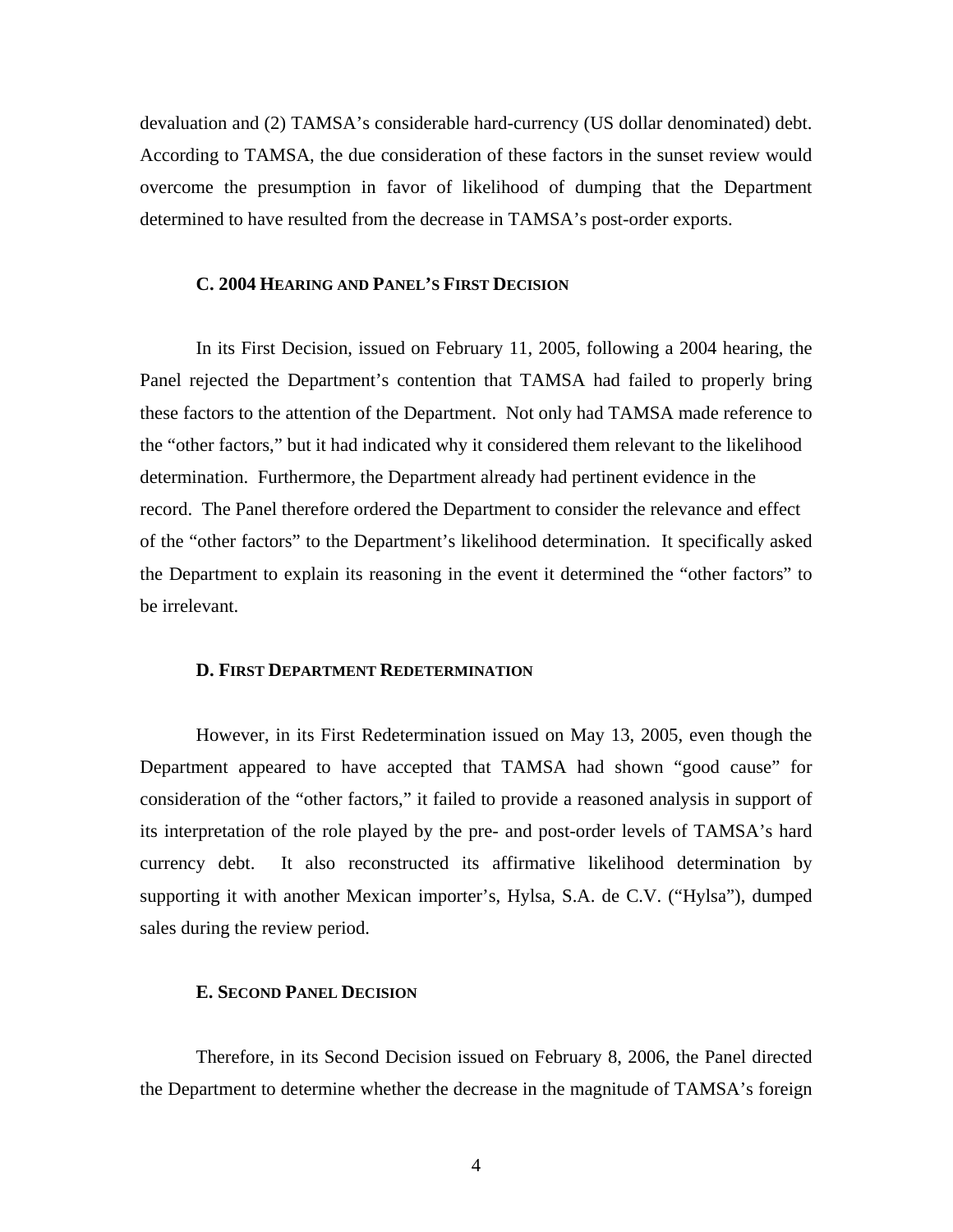devaluation and (2) TAMSA's considerable hard-currency (US dollar denominated) debt. According to TAMSA, the due consideration of these factors in the sunset review would overcome the presumption in favor of likelihood of dumping that the Department determined to have resulted from the decrease in TAMSA's post-order exports.

### C. 2004 Hearing and Panel's First Decision

In its First Decision, issued on February 11, 2005, following a 2004 hearing, the Panel rejected the Department's contention that TAMSA had failed to properly bring these factors to the attention of the Department. Not only had TAMSA made reference to the "other factors," but it had indicated why it considered them relevant to the likelihood determination. Furthermore, the Department already had pertinent evidence in the record. The Panel therefore ordered the Department to consider the relevance and effect of the "other factors" to the Department's likelihood determination. It specifically asked the Department to explain its reasoning in the event it determined the "other factors" to be irrelevant.

### D. First Department Redetermination

However, in its First Redetermination issued on May 13, 2005, even though the Department appeared to have accepted that TAMSA had shown "good cause" for consideration of the "other factors," it failed to provide a reasoned analysis in support of its interpretation of the role played by the pre- and post-order levels of TAMSA's hard currency debt. It also reconstructed its affirmative likelihood determination by supporting it with another Mexican importer's, Hylsa, S.A. de C.V. ("Hylsa"), dumped sales during the review period.

### E. Second Panel Decision

Therefore, in its Second Decision issued on February 8, 2006, the Panel directed the Department to determine whether the decrease in the magnitude of TAMSA's foreign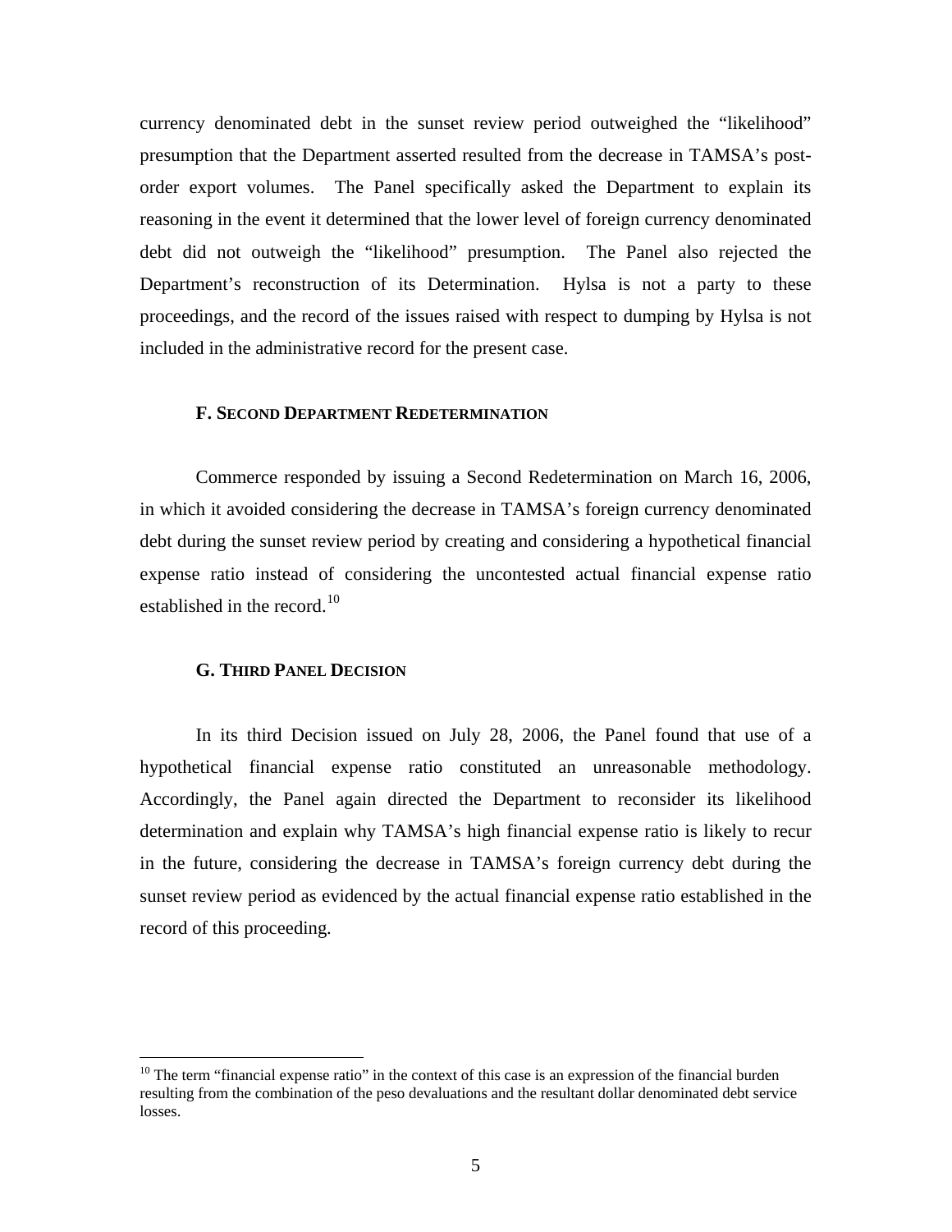currency denominated debt in the sunset review period outweighed the "likelihood" presumption that the Department asserted resulted from the decrease in TAMSA's post-order export volumes. The Panel specifically asked the Department to explain its reasoning in the event it determined that the lower level of foreign currency denominated debt did not outweigh the "likelihood" presumption. The Panel also rejected the Department's reconstruction of its Determination. Hylsa is not a party to these proceedings, and the record of the issues raised with respect to dumping by Hylsa is not included in the administrative record for the present case.

### F. Second Department Redetermination

Commerce responded by issuing a Second Redetermination on March 16, 2006, in which it avoided considering the decrease in TAMSA's foreign currency denominated debt during the sunset review period by creating and considering a hypothetical financial expense ratio instead of considering the uncontested actual financial expense ratio established in the record.[10]

### G. Third Panel Decision

In its third Decision issued on July 28, 2006, the Panel found that use of a hypothetical financial expense ratio constituted an unreasonable methodology. Accordingly, the Panel again directed the Department to reconsider its likelihood determination and explain why TAMSA's high financial expense ratio is likely to recur in the future, considering the decrease in TAMSA's foreign currency debt during the sunset review period as evidenced by the actual financial expense ratio established in the record of this proceeding.

---

[10] The term "financial expense ratio" in the context of this case is an expression of the financial burden resulting from the combination of the peso devaluations and the resultant dollar denominated debt service losses.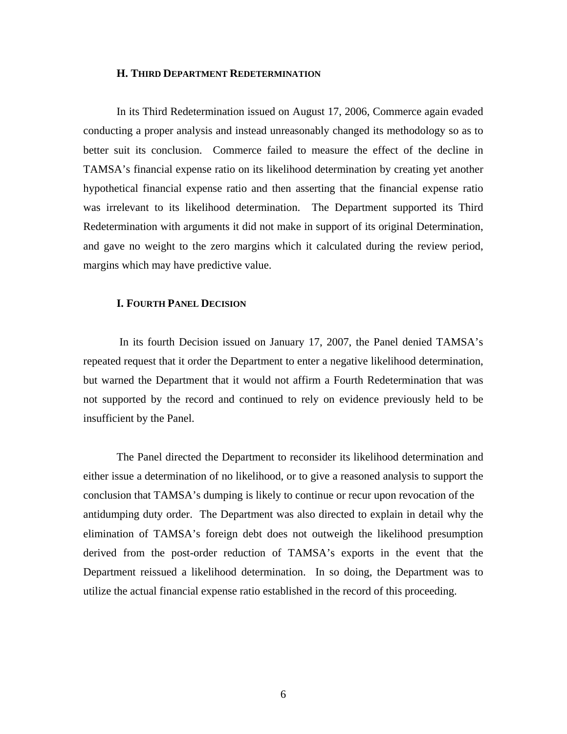### H. THIRD DEPARTMENT REDETERMINATION

In its Third Redetermination issued on August 17, 2006, Commerce again evaded conducting a proper analysis and instead unreasonably changed its methodology so as to better suit its conclusion. Commerce failed to measure the effect of the decline in TAMSA's financial expense ratio on its likelihood determination by creating yet another hypothetical financial expense ratio and then asserting that the financial expense ratio was irrelevant to its likelihood determination. The Department supported its Third Redetermination with arguments it did not make in support of its original Determination, and gave no weight to the zero margins which it calculated during the review period, margins which may have predictive value.

### I. FOURTH PANEL DECISION

In its fourth Decision issued on January 17, 2007, the Panel denied TAMSA's repeated request that it order the Department to enter a negative likelihood determination, but warned the Department that it would not affirm a Fourth Redetermination that was not supported by the record and continued to rely on evidence previously held to be insufficient by the Panel.

The Panel directed the Department to reconsider its likelihood determination and either issue a determination of no likelihood, or to give a reasoned analysis to support the conclusion that TAMSA's dumping is likely to continue or recur upon revocation of the antidumping duty order. The Department was also directed to explain in detail why the elimination of TAMSA's foreign debt does not outweigh the likelihood presumption derived from the post-order reduction of TAMSA's exports in the event that the Department reissued a likelihood determination. In so doing, the Department was to utilize the actual financial expense ratio established in the record of this proceeding.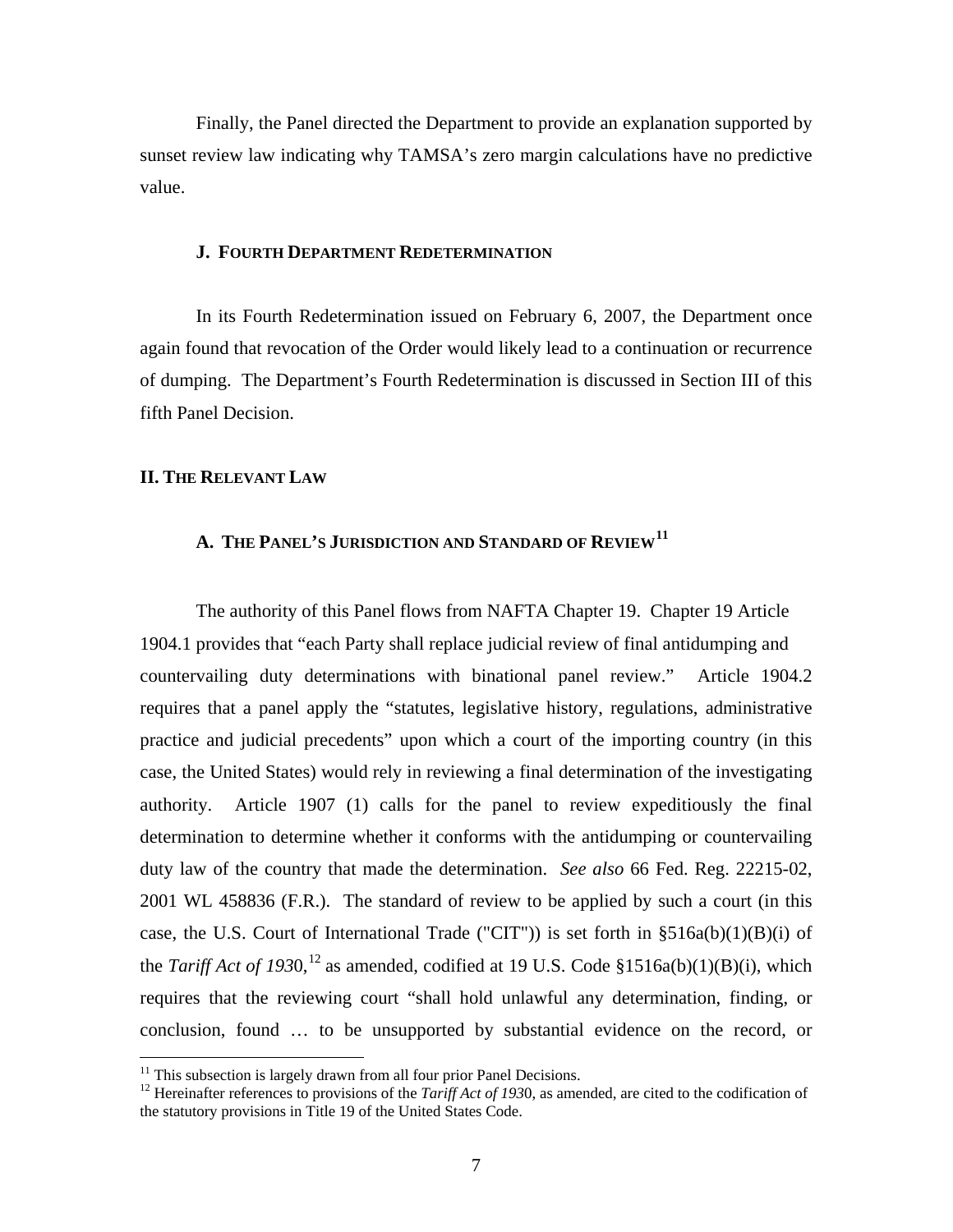Finally, the Panel directed the Department to provide an explanation supported by sunset review law indicating why TAMSA's zero margin calculations have no predictive value.

### J. FOURTH DEPARTMENT REDETERMINATION

In its Fourth Redetermination issued on February 6, 2007, the Department once again found that revocation of the Order would likely lead to a continuation or recurrence of dumping. The Department's Fourth Redetermination is discussed in Section III of this fifth Panel Decision.

## II. THE RELEVANT LAW

### A. THE PANEL'S JURISDICTION AND STANDARD OF REVIEW[11]

The authority of this Panel flows from NAFTA Chapter 19. Chapter 19 Article 1904.1 provides that "each Party shall replace judicial review of final antidumping and countervailing duty determinations with binational panel review." Article 1904.2 requires that a panel apply the "statutes, legislative history, regulations, administrative practice and judicial precedents" upon which a court of the importing country (in this case, the United States) would rely in reviewing a final determination of the investigating authority. Article 1907 (1) calls for the panel to review expeditiously the final determination to determine whether it conforms with the antidumping or countervailing duty law of the country that made the determination. *See also* 66 Fed. Reg. 22215-02, 2001 WL 458836 (F.R.). The standard of review to be applied by such a court (in this case, the U.S. Court of International Trade ("CIT")) is set forth in §516a(b)(1)(B)(i) of the *Tariff Act of 1930*,[12] as amended, codified at 19 U.S. Code §1516a(b)(1)(B)(i), which requires that the reviewing court "shall hold unlawful any determination, finding, or conclusion, found … to be unsupported by substantial evidence on the record, or

---

[11] This subsection is largely drawn from all four prior Panel Decisions.

[12] Hereinafter references to provisions of the *Tariff Act of 1930*, as amended, are cited to the codification of the statutory provisions in Title 19 of the United States Code.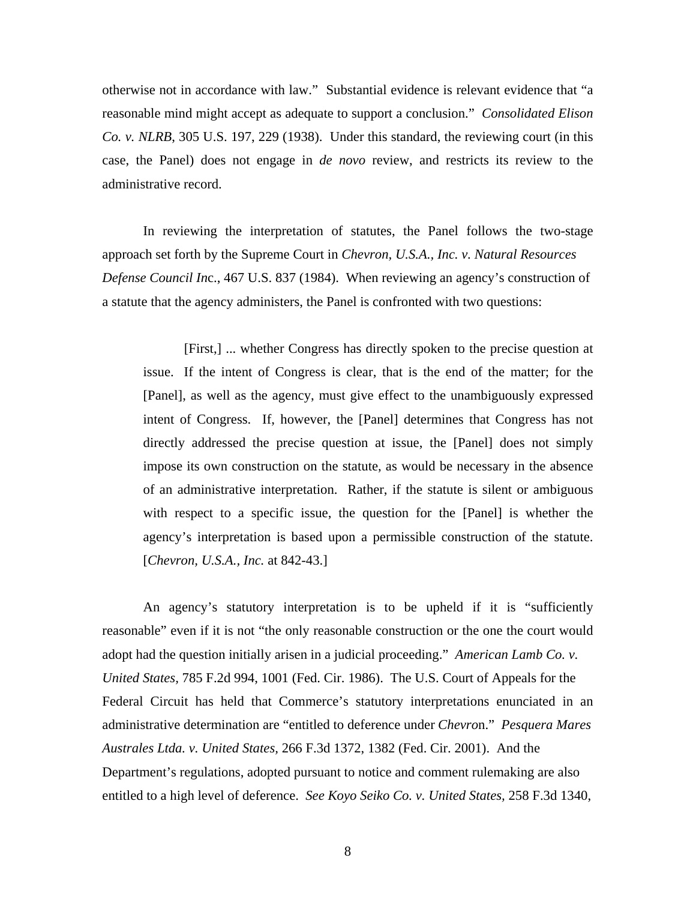otherwise not in accordance with law." Substantial evidence is relevant evidence that "a reasonable mind might accept as adequate to support a conclusion." *Consolidated Elison Co. v. NLRB*, 305 U.S. 197, 229 (1938). Under this standard, the reviewing court (in this case, the Panel) does not engage in *de novo* review, and restricts its review to the administrative record.

In reviewing the interpretation of statutes, the Panel follows the two-stage approach set forth by the Supreme Court in *Chevron, U.S.A., Inc. v. Natural Resources Defense Council Inc.*, 467 U.S. 837 (1984). When reviewing an agency's construction of a statute that the agency administers, the Panel is confronted with two questions:

> [First,] ... whether Congress has directly spoken to the precise question at issue. If the intent of Congress is clear, that is the end of the matter; for the [Panel], as well as the agency, must give effect to the unambiguously expressed intent of Congress. If, however, the [Panel] determines that Congress has not directly addressed the precise question at issue, the [Panel] does not simply impose its own construction on the statute, as would be necessary in the absence of an administrative interpretation. Rather, if the statute is silent or ambiguous with respect to a specific issue, the question for the [Panel] is whether the agency's interpretation is based upon a permissible construction of the statute. [*Chevron, U.S.A., Inc.* at 842-43.]

An agency's statutory interpretation is to be upheld if it is "sufficiently reasonable" even if it is not "the only reasonable construction or the one the court would adopt had the question initially arisen in a judicial proceeding." *American Lamb Co. v. United States*, 785 F.2d 994, 1001 (Fed. Cir. 1986). The U.S. Court of Appeals for the Federal Circuit has held that Commerce's statutory interpretations enunciated in an administrative determination are "entitled to deference under *Chevron*." *Pesquera Mares Australes Ltda. v. United States*, 266 F.3d 1372, 1382 (Fed. Cir. 2001). And the Department's regulations, adopted pursuant to notice and comment rulemaking are also entitled to a high level of deference. *See Koyo Seiko Co. v. United States*, 258 F.3d 1340,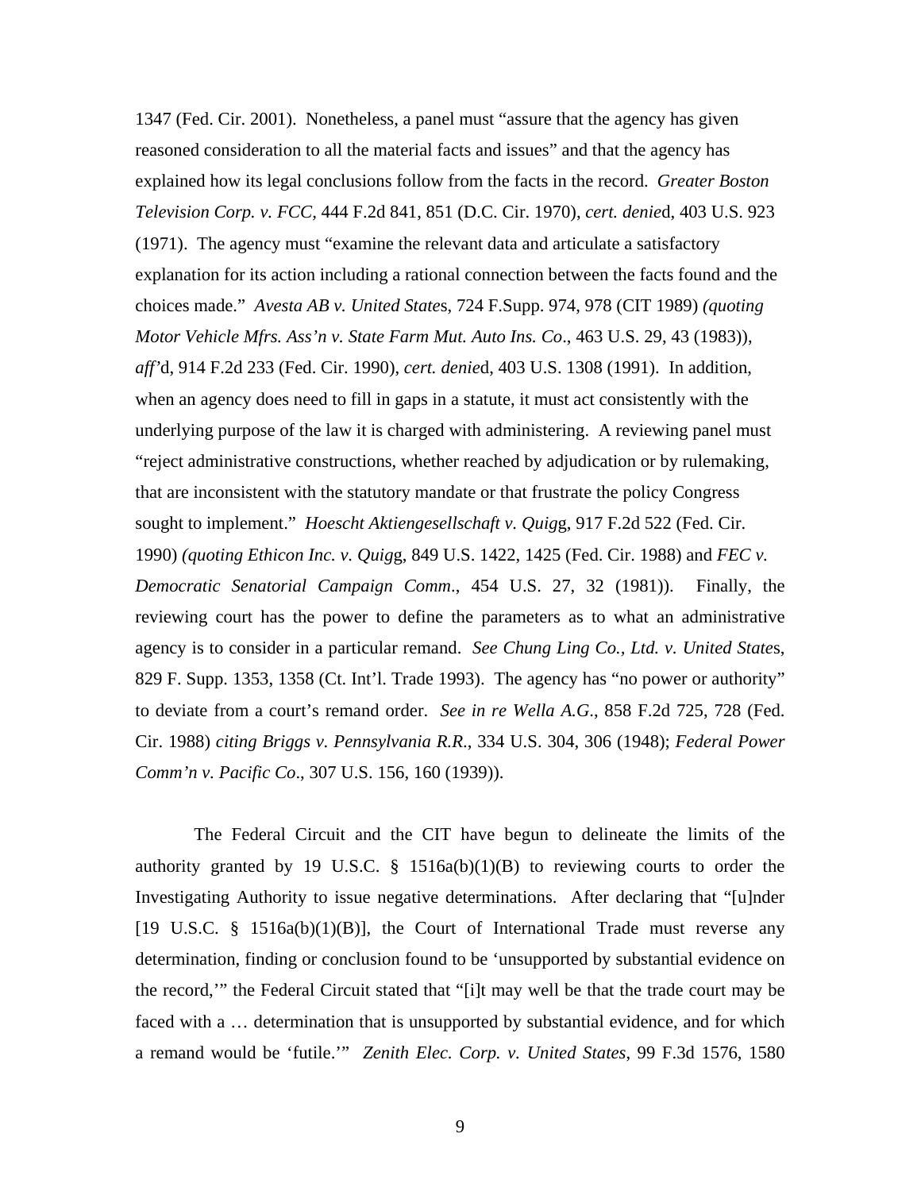1347 (Fed. Cir. 2001). Nonetheless, a panel must "assure that the agency has given reasoned consideration to all the material facts and issues" and that the agency has explained how its legal conclusions follow from the facts in the record. *Greater Boston Television Corp. v. FCC,* 444 F.2d 841, 851 (D.C. Cir. 1970), *cert. denied*, 403 U.S. 923 (1971). The agency must "examine the relevant data and articulate a satisfactory explanation for its action including a rational connection between the facts found and the choices made." *Avesta AB v. United States*, 724 F.Supp. 974, 978 (CIT 1989) *(quoting Motor Vehicle Mfrs. Ass'n v. State Farm Mut. Auto Ins. Co*., 463 U.S. 29, 43 (1983)), *aff'd*, 914 F.2d 233 (Fed. Cir. 1990), *cert. denied*, 403 U.S. 1308 (1991). In addition, when an agency does need to fill in gaps in a statute, it must act consistently with the underlying purpose of the law it is charged with administering. A reviewing panel must "reject administrative constructions, whether reached by adjudication or by rulemaking, that are inconsistent with the statutory mandate or that frustrate the policy Congress sought to implement." *Hoescht Aktiengesellschaft v. Quigg*, 917 F.2d 522 (Fed. Cir. 1990) *(quoting Ethicon Inc. v. Quigg*, 849 U.S. 1422, 1425 (Fed. Cir. 1988) and *FEC v. Democratic Senatorial Campaign Comm*., 454 U.S. 27, 32 (1981)). Finally, the reviewing court has the power to define the parameters as to what an administrative agency is to consider in a particular remand. *See Chung Ling Co., Ltd. v. United States*, 829 F. Supp. 1353, 1358 (Ct. Int'l. Trade 1993). The agency has "no power or authority" to deviate from a court's remand order. *See in re Wella A.G*., 858 F.2d 725, 728 (Fed. Cir. 1988) *citing Briggs v. Pennsylvania R.R*., 334 U.S. 304, 306 (1948); *Federal Power Comm'n v. Pacific Co*., 307 U.S. 156, 160 (1939)).

The Federal Circuit and the CIT have begun to delineate the limits of the authority granted by 19 U.S.C. § 1516a(b)(1)(B) to reviewing courts to order the Investigating Authority to issue negative determinations. After declaring that "[u]nder [19 U.S.C. § 1516a(b)(1)(B)], the Court of International Trade must reverse any determination, finding or conclusion found to be 'unsupported by substantial evidence on the record,'" the Federal Circuit stated that "[i]t may well be that the trade court may be faced with a … determination that is unsupported by substantial evidence, and for which a remand would be 'futile.'" *Zenith Elec. Corp. v. United States*, 99 F.3d 1576, 1580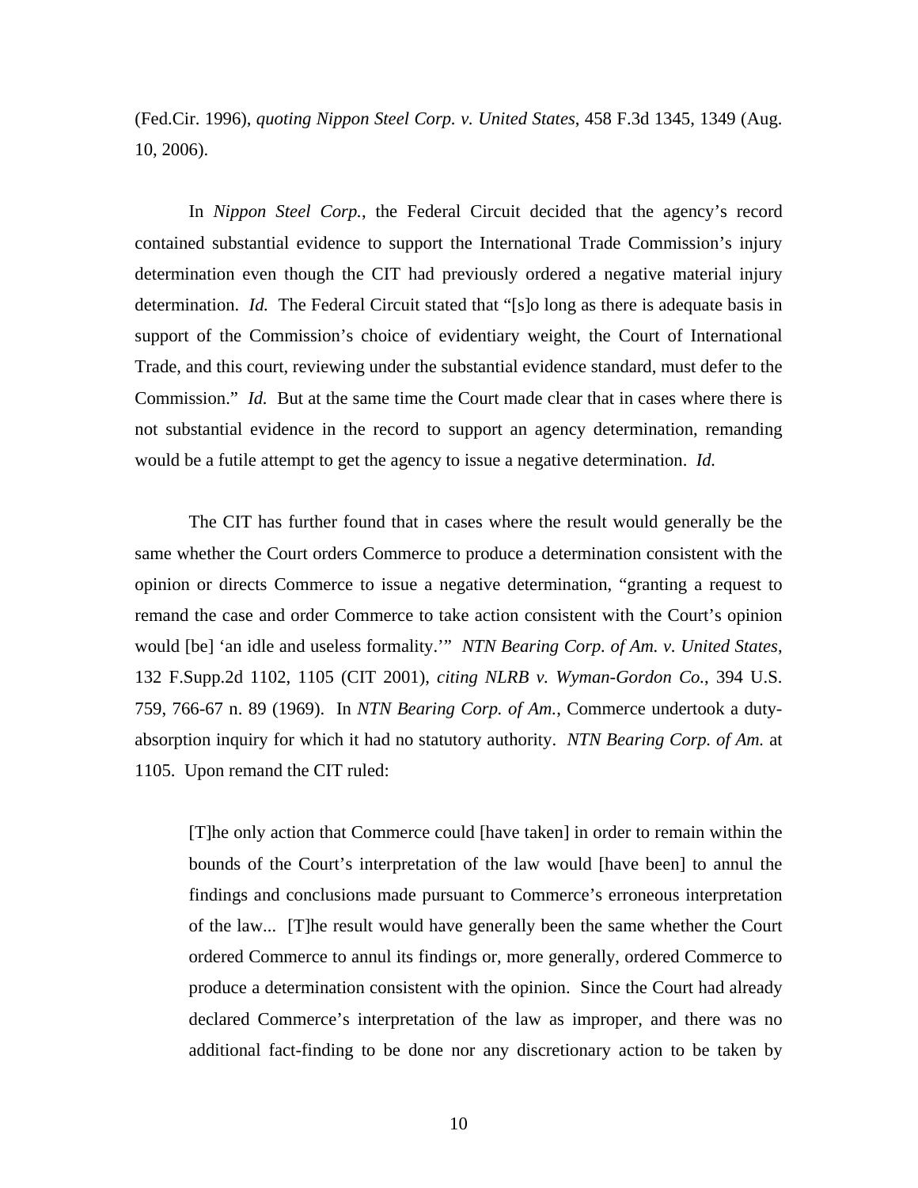(Fed.Cir. 1996), *quoting Nippon Steel Corp. v. United States*, 458 F.3d 1345, 1349 (Aug. 10, 2006).

In *Nippon Steel Corp.*, the Federal Circuit decided that the agency's record contained substantial evidence to support the International Trade Commission's injury determination even though the CIT had previously ordered a negative material injury determination. *Id.* The Federal Circuit stated that "[s]o long as there is adequate basis in support of the Commission's choice of evidentiary weight, the Court of International Trade, and this court, reviewing under the substantial evidence standard, must defer to the Commission." *Id.* But at the same time the Court made clear that in cases where there is not substantial evidence in the record to support an agency determination, remanding would be a futile attempt to get the agency to issue a negative determination. *Id.*

The CIT has further found that in cases where the result would generally be the same whether the Court orders Commerce to produce a determination consistent with the opinion or directs Commerce to issue a negative determination, "granting a request to remand the case and order Commerce to take action consistent with the Court's opinion would [be] 'an idle and useless formality.'" *NTN Bearing Corp. of Am. v. United States*, 132 F.Supp.2d 1102, 1105 (CIT 2001), *citing NLRB v. Wyman-Gordon Co.*, 394 U.S. 759, 766-67 n. 89 (1969). In *NTN Bearing Corp. of Am.*, Commerce undertook a duty-absorption inquiry for which it had no statutory authority. *NTN Bearing Corp. of Am.* at 1105. Upon remand the CIT ruled:

> [T]he only action that Commerce could [have taken] in order to remain within the bounds of the Court's interpretation of the law would [have been] to annul the findings and conclusions made pursuant to Commerce's erroneous interpretation of the law... [T]he result would have generally been the same whether the Court ordered Commerce to annul its findings or, more generally, ordered Commerce to produce a determination consistent with the opinion. Since the Court had already declared Commerce's interpretation of the law as improper, and there was no additional fact-finding to be done nor any discretionary action to be taken by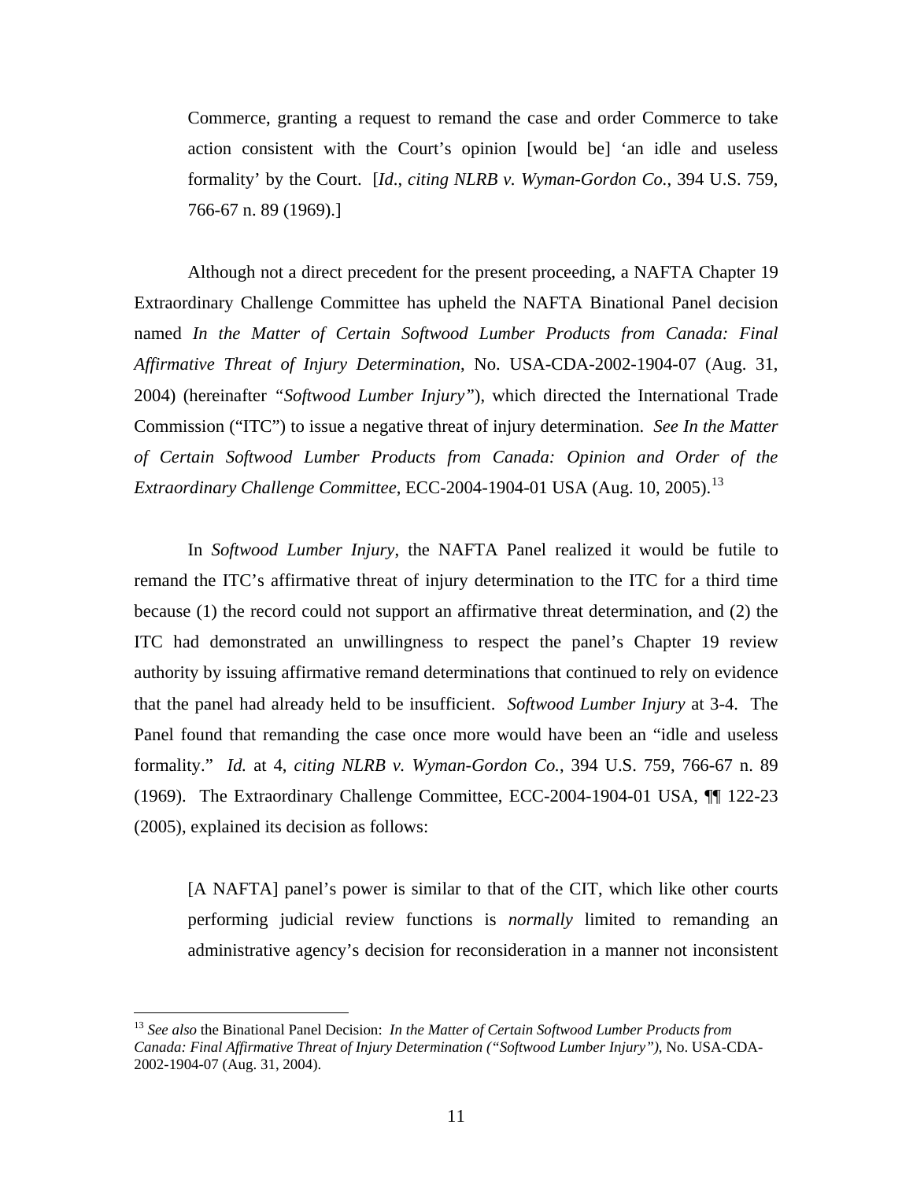> Commerce, granting a request to remand the case and order Commerce to take action consistent with the Court's opinion [would be] 'an idle and useless formality' by the Court. [*Id*., *citing NLRB v. Wyman-Gordon Co.*, 394 U.S. 759, 766-67 n. 89 (1969).]

Although not a direct precedent for the present proceeding, a NAFTA Chapter 19 Extraordinary Challenge Committee has upheld the NAFTA Binational Panel decision named *In the Matter of Certain Softwood Lumber Products from Canada: Final Affirmative Threat of Injury Determination*, No. USA-CDA-2002-1904-07 (Aug. 31, 2004) (hereinafter *"Softwood Lumber Injury"*), which directed the International Trade Commission ("ITC") to issue a negative threat of injury determination. *See In the Matter of Certain Softwood Lumber Products from Canada: Opinion and Order of the Extraordinary Challenge Committee*, ECC-2004-1904-01 USA (Aug. 10, 2005).[13]

In *Softwood Lumber Injury*, the NAFTA Panel realized it would be futile to remand the ITC's affirmative threat of injury determination to the ITC for a third time because (1) the record could not support an affirmative threat determination, and (2) the ITC had demonstrated an unwillingness to respect the panel's Chapter 19 review authority by issuing affirmative remand determinations that continued to rely on evidence that the panel had already held to be insufficient. *Softwood Lumber Injury* at 3-4. The Panel found that remanding the case once more would have been an "idle and useless formality." *Id.* at 4, *citing NLRB v. Wyman-Gordon Co.*, 394 U.S. 759, 766-67 n. 89 (1969). The Extraordinary Challenge Committee, ECC-2004-1904-01 USA, ¶¶ 122-23 (2005), explained its decision as follows:

> [A NAFTA] panel's power is similar to that of the CIT, which like other courts performing judicial review functions is *normally* limited to remanding an administrative agency's decision for reconsideration in a manner not inconsistent

---

[13] *See also* the Binational Panel Decision: *In the Matter of Certain Softwood Lumber Products from Canada: Final Affirmative Threat of Injury Determination ("Softwood Lumber Injury")*, No. USA-CDA-2002-1904-07 (Aug. 31, 2004).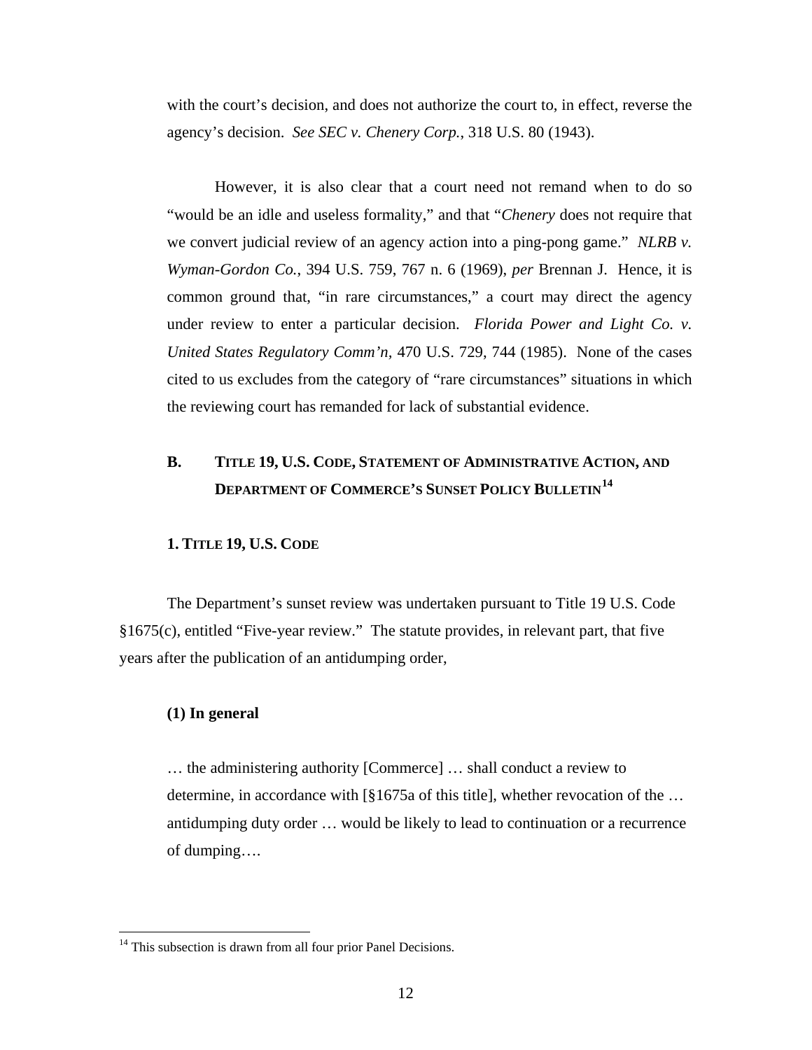with the court's decision, and does not authorize the court to, in effect, reverse the agency's decision. *See SEC v. Chenery Corp.*, 318 U.S. 80 (1943).

However, it is also clear that a court need not remand when to do so "would be an idle and useless formality," and that "*Chenery* does not require that we convert judicial review of an agency action into a ping-pong game." *NLRB v. Wyman-Gordon Co.*, 394 U.S. 759, 767 n. 6 (1969), *per* Brennan J. Hence, it is common ground that, "in rare circumstances," a court may direct the agency under review to enter a particular decision. *Florida Power and Light Co. v. United States Regulatory Comm'n*, 470 U.S. 729, 744 (1985). None of the cases cited to us excludes from the category of "rare circumstances" situations in which the reviewing court has remanded for lack of substantial evidence.

## B. TITLE 19, U.S. CODE, STATEMENT OF ADMINISTRATIVE ACTION, AND DEPARTMENT OF COMMERCE'S SUNSET POLICY BULLETIN[14]

### 1. TITLE 19, U.S. CODE

The Department's sunset review was undertaken pursuant to Title 19 U.S. Code §1675(c), entitled "Five-year review." The statute provides, in relevant part, that five years after the publication of an antidumping order,

**(1) In general**

… the administering authority [Commerce] … shall conduct a review to determine, in accordance with [§1675a of this title], whether revocation of the … antidumping duty order … would be likely to lead to continuation or a recurrence of dumping….

---

[14] This subsection is drawn from all four prior Panel Decisions.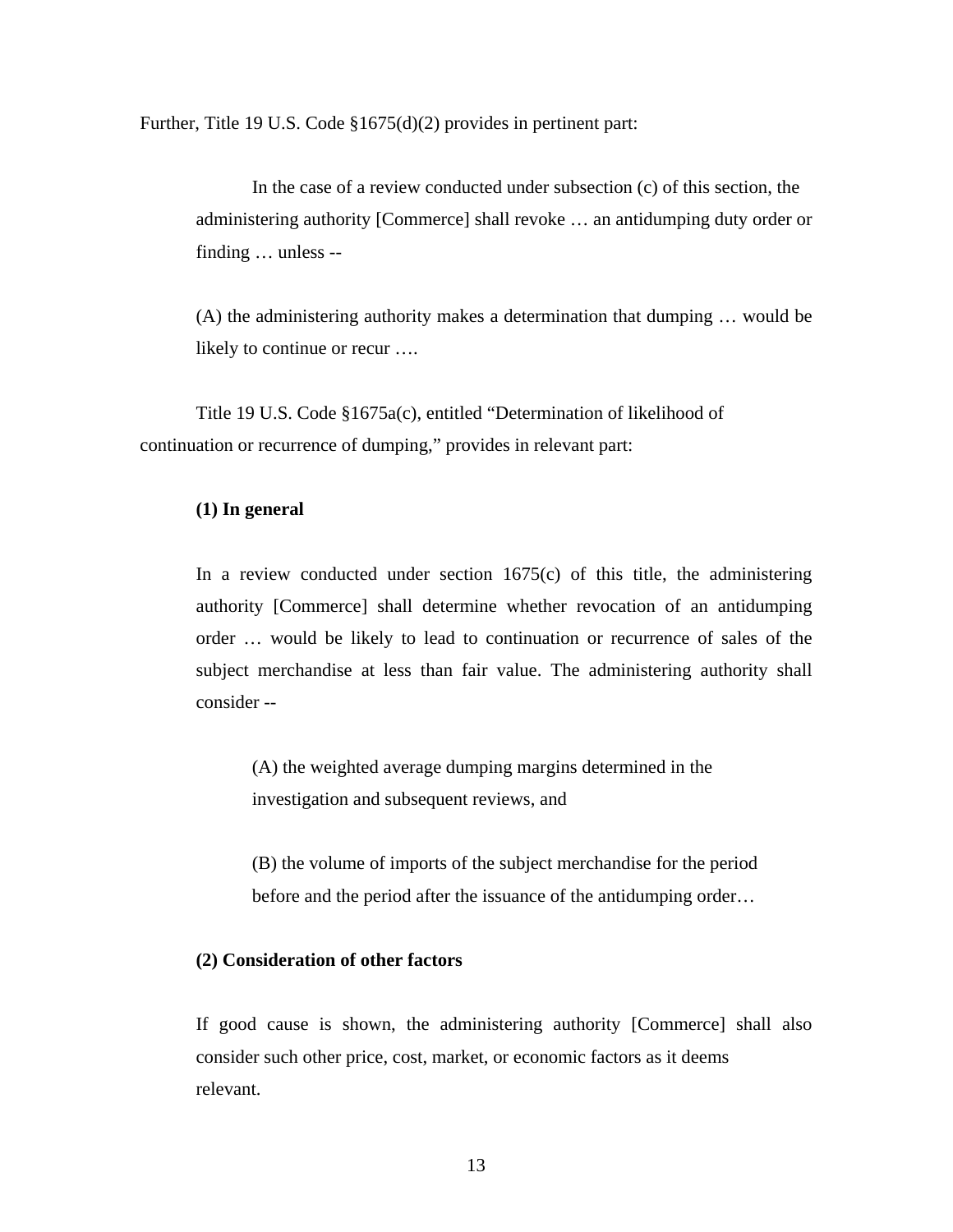Further, Title 19 U.S. Code §1675(d)(2) provides in pertinent part:

> In the case of a review conducted under subsection (c) of this section, the administering authority [Commerce] shall revoke … an antidumping duty order or finding … unless --
>
> (A) the administering authority makes a determination that dumping … would be likely to continue or recur ….

Title 19 U.S. Code §1675a(c), entitled "Determination of likelihood of continuation or recurrence of dumping," provides in relevant part:

> **(1) In general**
>
> In a review conducted under section 1675(c) of this title, the administering authority [Commerce] shall determine whether revocation of an antidumping order … would be likely to lead to continuation or recurrence of sales of the subject merchandise at less than fair value. The administering authority shall consider --
>
> > (A) the weighted average dumping margins determined in the investigation and subsequent reviews, and
> >
> > (B) the volume of imports of the subject merchandise for the period before and the period after the issuance of the antidumping order…
>
> **(2) Consideration of other factors**
>
> If good cause is shown, the administering authority [Commerce] shall also consider such other price, cost, market, or economic factors as it deems relevant.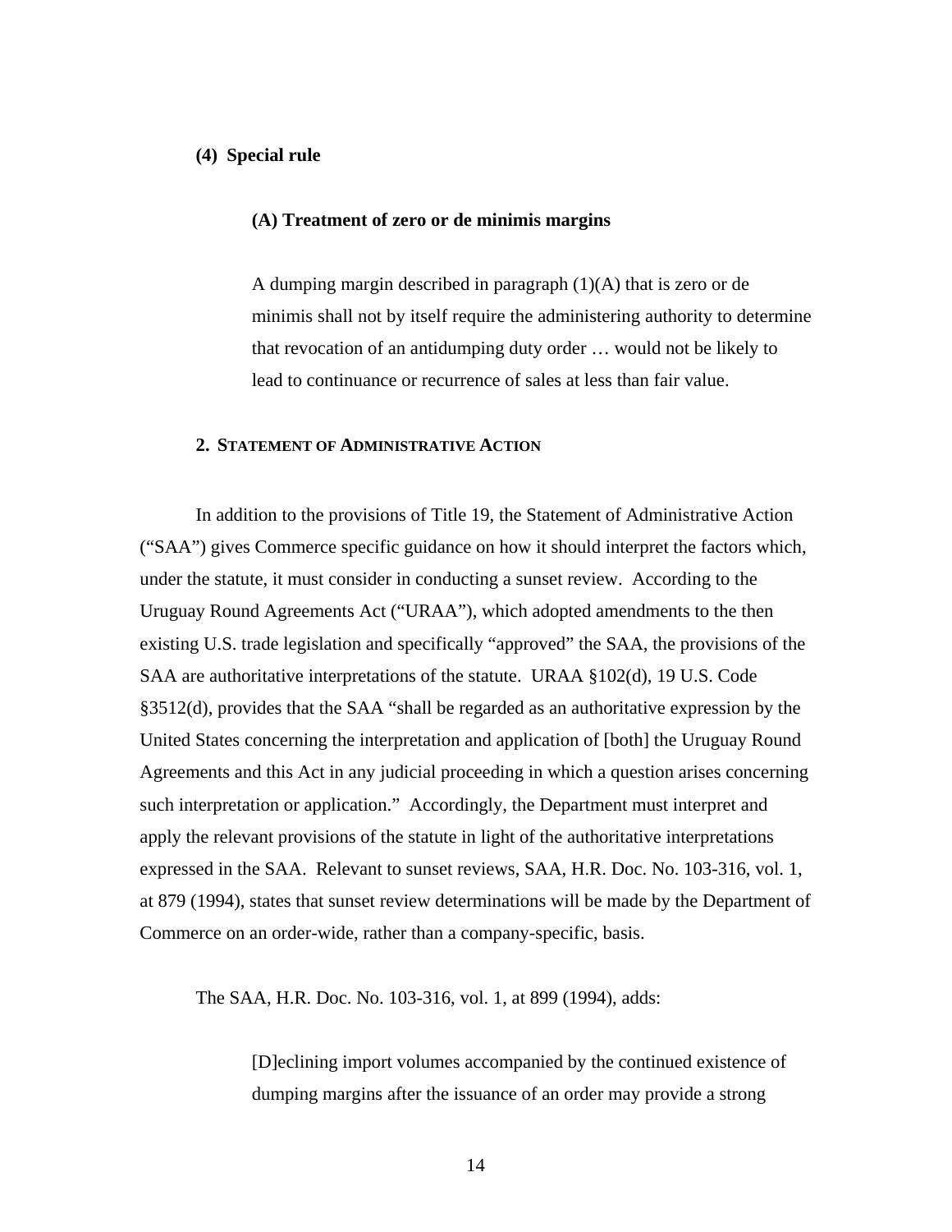**(4) Special rule**

**(A) Treatment of zero or de minimis margins**

> A dumping margin described in paragraph (1)(A) that is zero or de minimis shall not by itself require the administering authority to determine that revocation of an antidumping duty order … would not be likely to lead to continuance or recurrence of sales at less than fair value.

## 2. Statement of Administrative Action

In addition to the provisions of Title 19, the Statement of Administrative Action (“SAA”) gives Commerce specific guidance on how it should interpret the factors which, under the statute, it must consider in conducting a sunset review. According to the Uruguay Round Agreements Act (“URAA”), which adopted amendments to the then existing U.S. trade legislation and specifically “approved” the SAA, the provisions of the SAA are authoritative interpretations of the statute. URAA §102(d), 19 U.S. Code §3512(d), provides that the SAA “shall be regarded as an authoritative expression by the United States concerning the interpretation and application of [both] the Uruguay Round Agreements and this Act in any judicial proceeding in which a question arises concerning such interpretation or application.” Accordingly, the Department must interpret and apply the relevant provisions of the statute in light of the authoritative interpretations expressed in the SAA. Relevant to sunset reviews, SAA, H.R. Doc. No. 103-316, vol. 1, at 879 (1994), states that sunset review determinations will be made by the Department of Commerce on an order-wide, rather than a company-specific, basis.

The SAA, H.R. Doc. No. 103-316, vol. 1, at 899 (1994), adds:

> [D]eclining import volumes accompanied by the continued existence of dumping margins after the issuance of an order may provide a strong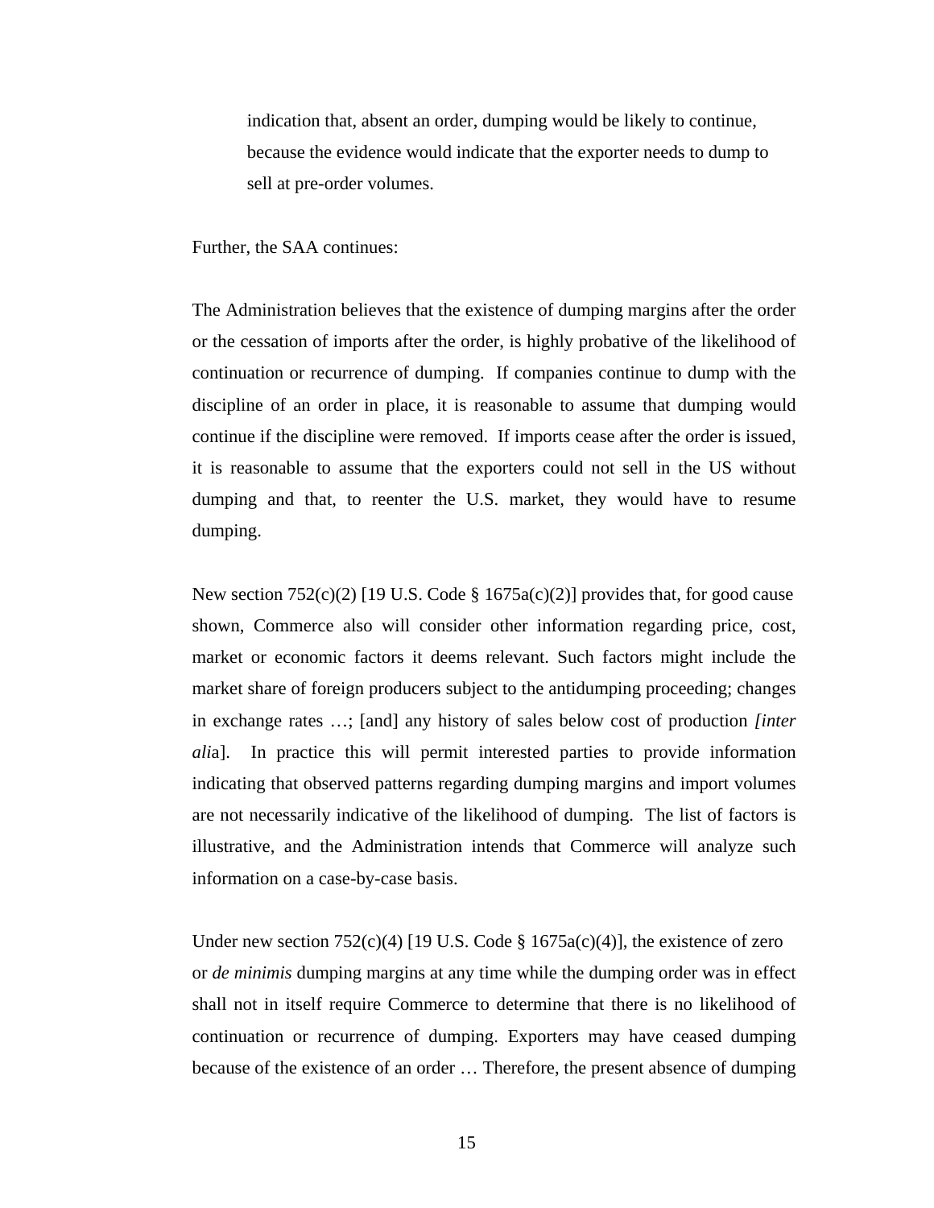> indication that, absent an order, dumping would be likely to continue, because the evidence would indicate that the exporter needs to dump to sell at pre-order volumes.

Further, the SAA continues:

> The Administration believes that the existence of dumping margins after the order or the cessation of imports after the order, is highly probative of the likelihood of continuation or recurrence of dumping. If companies continue to dump with the discipline of an order in place, it is reasonable to assume that dumping would continue if the discipline were removed. If imports cease after the order is issued, it is reasonable to assume that the exporters could not sell in the US without dumping and that, to reenter the U.S. market, they would have to resume dumping.
>
> New section 752(c)(2) [19 U.S. Code § 1675a(c)(2)] provides that, for good cause shown, Commerce also will consider other information regarding price, cost, market or economic factors it deems relevant. Such factors might include the market share of foreign producers subject to the antidumping proceeding; changes in exchange rates …; [and] any history of sales below cost of production *[inter alia]*. In practice this will permit interested parties to provide information indicating that observed patterns regarding dumping margins and import volumes are not necessarily indicative of the likelihood of dumping. The list of factors is illustrative, and the Administration intends that Commerce will analyze such information on a case-by-case basis.
>
> Under new section 752(c)(4) [19 U.S. Code § 1675a(c)(4)], the existence of zero or *de minimis* dumping margins at any time while the dumping order was in effect shall not in itself require Commerce to determine that there is no likelihood of continuation or recurrence of dumping. Exporters may have ceased dumping because of the existence of an order … Therefore, the present absence of dumping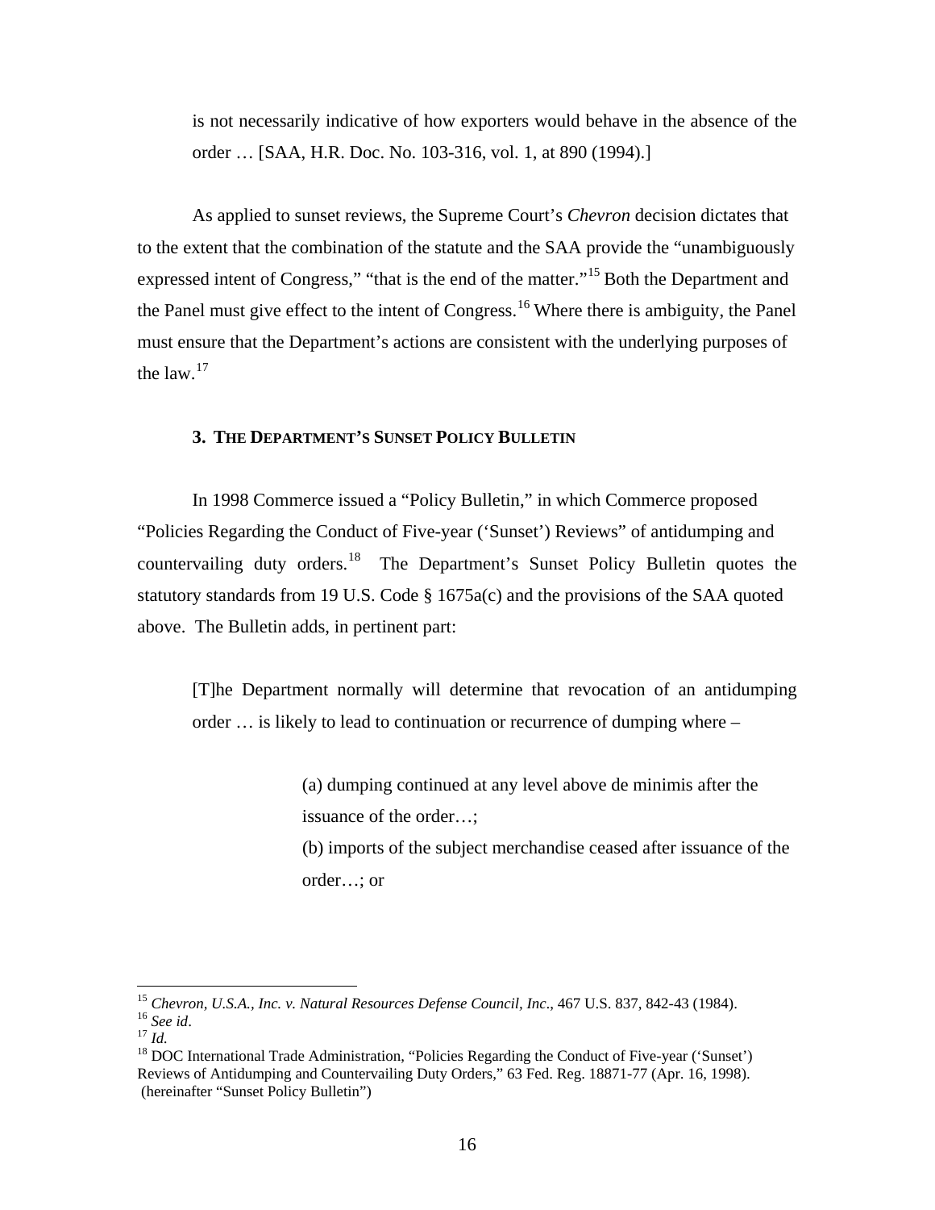> is not necessarily indicative of how exporters would behave in the absence of the order … [SAA, H.R. Doc. No. 103-316, vol. 1, at 890 (1994).]

As applied to sunset reviews, the Supreme Court's *Chevron* decision dictates that to the extent that the combination of the statute and the SAA provide the "unambiguously expressed intent of Congress," "that is the end of the matter."[15] Both the Department and the Panel must give effect to the intent of Congress.[16] Where there is ambiguity, the Panel must ensure that the Department's actions are consistent with the underlying purposes of the law.[17]

### 3. THE DEPARTMENT'S SUNSET POLICY BULLETIN

In 1998 Commerce issued a "Policy Bulletin," in which Commerce proposed "Policies Regarding the Conduct of Five-year ('Sunset') Reviews" of antidumping and countervailing duty orders.[18] The Department's Sunset Policy Bulletin quotes the statutory standards from 19 U.S. Code § 1675a(c) and the provisions of the SAA quoted above. The Bulletin adds, in pertinent part:

> [T]he Department normally will determine that revocation of an antidumping order … is likely to lead to continuation or recurrence of dumping where –
>
> > (a) dumping continued at any level above de minimis after the issuance of the order…;
> >
> > (b) imports of the subject merchandise ceased after issuance of the order…; or

---

[15] *Chevron, U.S.A., Inc. v. Natural Resources Defense Council, Inc*., 467 U.S. 837, 842-43 (1984).

[16] *See id*.

[17] *Id.*

[18] DOC International Trade Administration, "Policies Regarding the Conduct of Five-year ('Sunset') Reviews of Antidumping and Countervailing Duty Orders," 63 Fed. Reg. 18871-77 (Apr. 16, 1998). (hereinafter "Sunset Policy Bulletin")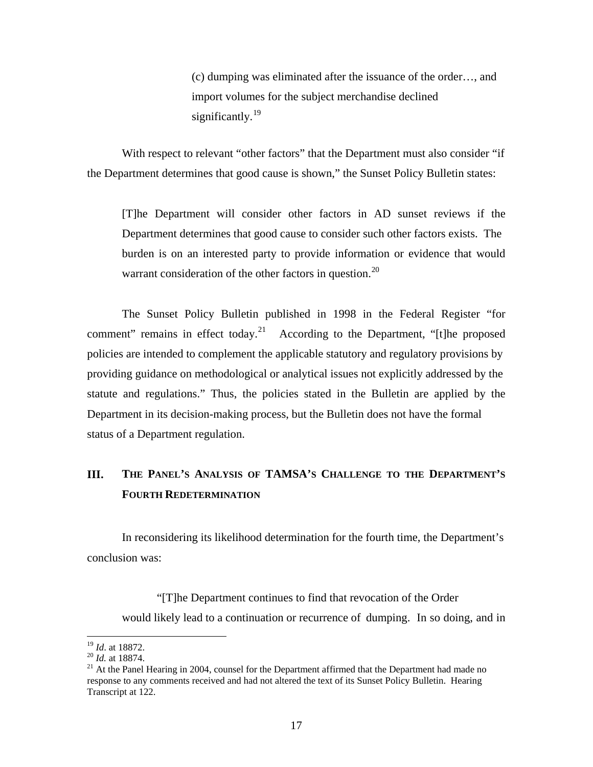(c) dumping was eliminated after the issuance of the order…, and import volumes for the subject merchandise declined significantly.[19]

With respect to relevant "other factors" that the Department must also consider "if the Department determines that good cause is shown," the Sunset Policy Bulletin states:

> [T]he Department will consider other factors in AD sunset reviews if the Department determines that good cause to consider such other factors exists. The burden is on an interested party to provide information or evidence that would warrant consideration of the other factors in question.[20]

The Sunset Policy Bulletin published in 1998 in the Federal Register "for comment" remains in effect today.[21] According to the Department, "[t]he proposed policies are intended to complement the applicable statutory and regulatory provisions by providing guidance on methodological or analytical issues not explicitly addressed by the statute and regulations." Thus, the policies stated in the Bulletin are applied by the Department in its decision-making process, but the Bulletin does not have the formal status of a Department regulation.

## III. THE PANEL'S ANALYSIS OF TAMSA'S CHALLENGE TO THE DEPARTMENT'S FOURTH REDETERMINATION

In reconsidering its likelihood determination for the fourth time, the Department's conclusion was:

> "[T]he Department continues to find that revocation of the Order would likely lead to a continuation or recurrence of dumping. In so doing, and in

---

[19] *Id*. at 18872.

[20] *Id.* at 18874.

[21] At the Panel Hearing in 2004, counsel for the Department affirmed that the Department had made no response to any comments received and had not altered the text of its Sunset Policy Bulletin. Hearing Transcript at 122.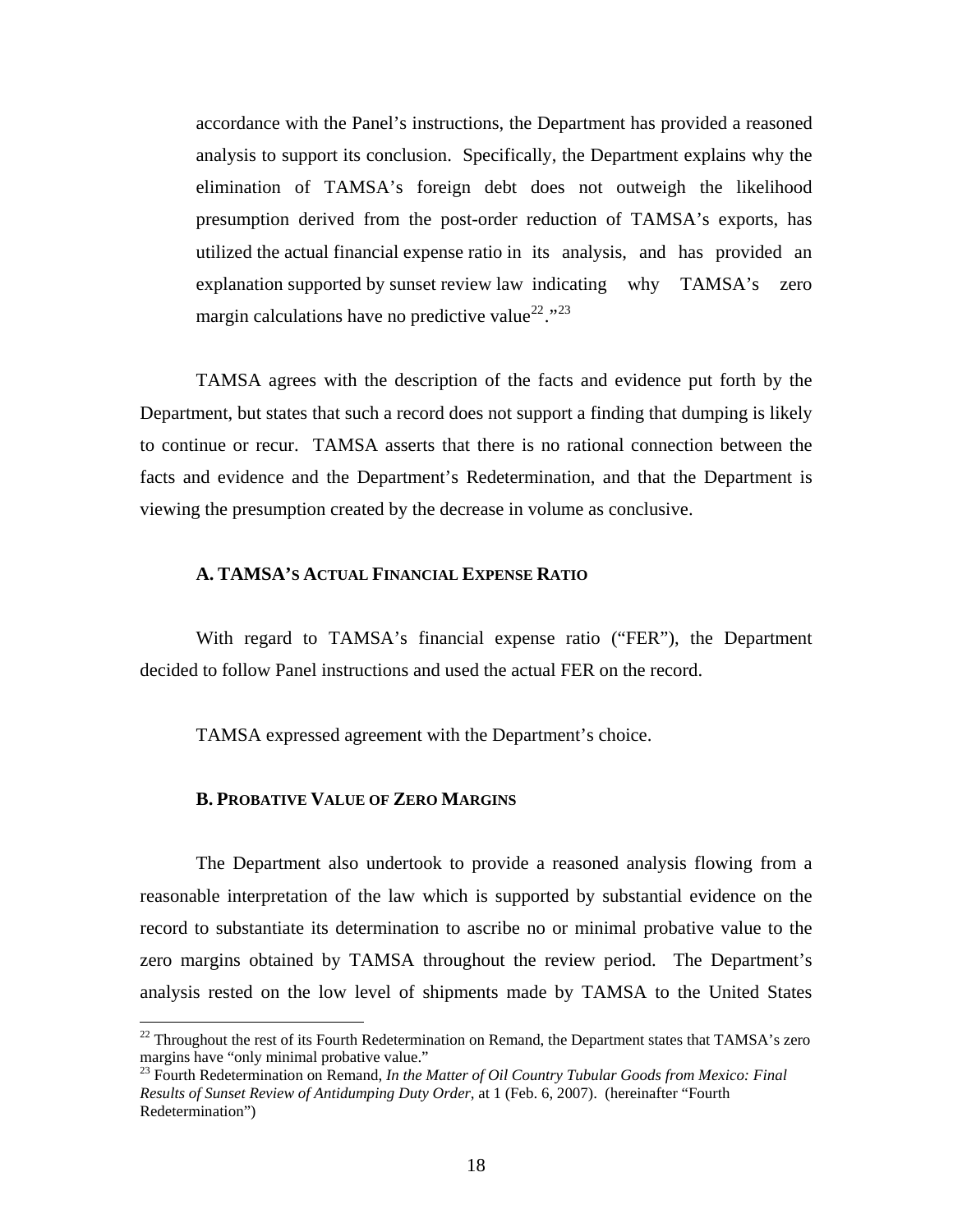> accordance with the Panel's instructions, the Department has provided a reasoned analysis to support its conclusion. Specifically, the Department explains why the elimination of TAMSA's foreign debt does not outweigh the likelihood presumption derived from the post-order reduction of TAMSA's exports, has utilized the actual financial expense ratio in its analysis, and has provided an explanation supported by sunset review law indicating why TAMSA's zero margin calculations have no predictive value[22]."[23]

TAMSA agrees with the description of the facts and evidence put forth by the Department, but states that such a record does not support a finding that dumping is likely to continue or recur. TAMSA asserts that there is no rational connection between the facts and evidence and the Department's Redetermination, and that the Department is viewing the presumption created by the decrease in volume as conclusive.

### A. TAMSA'S ACTUAL FINANCIAL EXPENSE RATIO

With regard to TAMSA's financial expense ratio ("FER"), the Department decided to follow Panel instructions and used the actual FER on the record.

TAMSA expressed agreement with the Department's choice.

### B. PROBATIVE VALUE OF ZERO MARGINS

The Department also undertook to provide a reasoned analysis flowing from a reasonable interpretation of the law which is supported by substantial evidence on the record to substantiate its determination to ascribe no or minimal probative value to the zero margins obtained by TAMSA throughout the review period. The Department's analysis rested on the low level of shipments made by TAMSA to the United States

---

[22] Throughout the rest of its Fourth Redetermination on Remand, the Department states that TAMSA's zero margins have "only minimal probative value."

[23] Fourth Redetermination on Remand, *In the Matter of Oil Country Tubular Goods from Mexico: Final Results of Sunset Review of Antidumping Duty Order*, at 1 (Feb. 6, 2007). (hereinafter "Fourth Redetermination")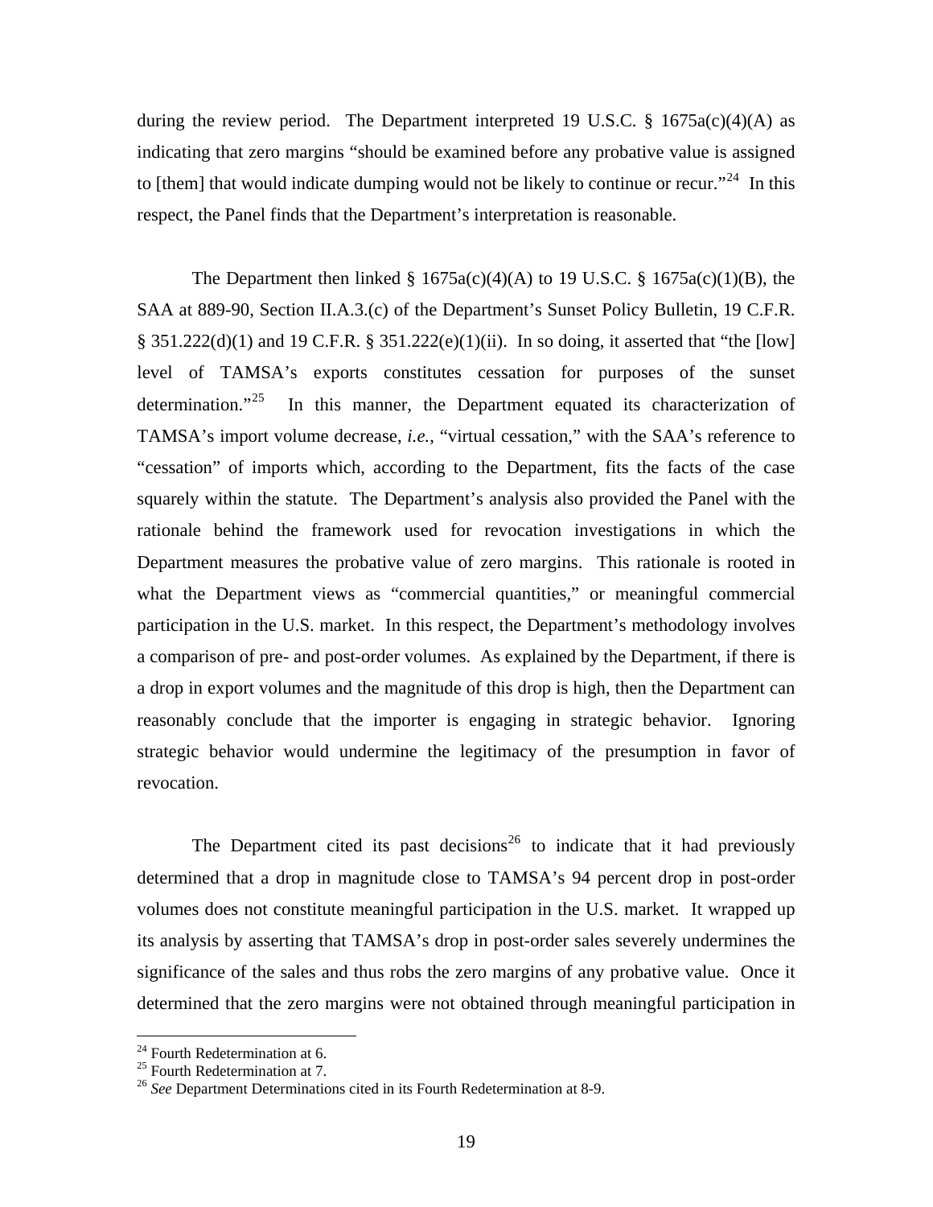during the review period. The Department interpreted 19 U.S.C. § 1675a(c)(4)(A) as indicating that zero margins "should be examined before any probative value is assigned to [them] that would indicate dumping would not be likely to continue or recur."[24] In this respect, the Panel finds that the Department's interpretation is reasonable.

The Department then linked § 1675a(c)(4)(A) to 19 U.S.C. § 1675a(c)(1)(B), the SAA at 889-90, Section II.A.3.(c) of the Department's Sunset Policy Bulletin, 19 C.F.R. § 351.222(d)(1) and 19 C.F.R. § 351.222(e)(1)(ii). In so doing, it asserted that "the [low] level of TAMSA's exports constitutes cessation for purposes of the sunset determination."[25] In this manner, the Department equated its characterization of TAMSA's import volume decrease, *i.e.*, "virtual cessation," with the SAA's reference to "cessation" of imports which, according to the Department, fits the facts of the case squarely within the statute. The Department's analysis also provided the Panel with the rationale behind the framework used for revocation investigations in which the Department measures the probative value of zero margins. This rationale is rooted in what the Department views as "commercial quantities," or meaningful commercial participation in the U.S. market. In this respect, the Department's methodology involves a comparison of pre- and post-order volumes. As explained by the Department, if there is a drop in export volumes and the magnitude of this drop is high, then the Department can reasonably conclude that the importer is engaging in strategic behavior. Ignoring strategic behavior would undermine the legitimacy of the presumption in favor of revocation.

The Department cited its past decisions[26] to indicate that it had previously determined that a drop in magnitude close to TAMSA's 94 percent drop in post-order volumes does not constitute meaningful participation in the U.S. market. It wrapped up its analysis by asserting that TAMSA's drop in post-order sales severely undermines the significance of the sales and thus robs the zero margins of any probative value. Once it determined that the zero margins were not obtained through meaningful participation in

[24] Fourth Redetermination at 6.
[25] Fourth Redetermination at 7.
[26] *See* Department Determinations cited in its Fourth Redetermination at 8-9.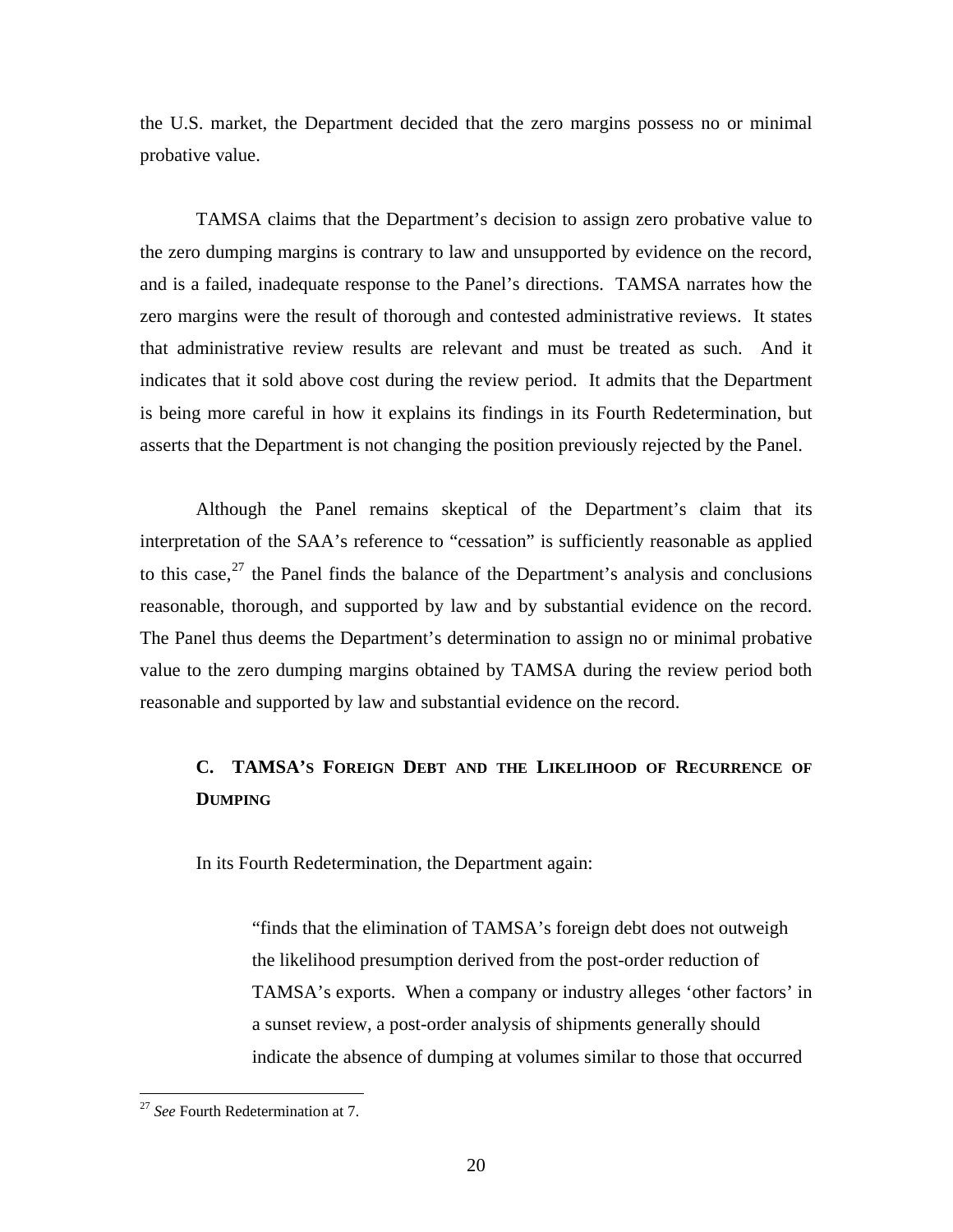the U.S. market, the Department decided that the zero margins possess no or minimal probative value.

TAMSA claims that the Department's decision to assign zero probative value to the zero dumping margins is contrary to law and unsupported by evidence on the record, and is a failed, inadequate response to the Panel's directions. TAMSA narrates how the zero margins were the result of thorough and contested administrative reviews. It states that administrative review results are relevant and must be treated as such. And it indicates that it sold above cost during the review period. It admits that the Department is being more careful in how it explains its findings in its Fourth Redetermination, but asserts that the Department is not changing the position previously rejected by the Panel.

Although the Panel remains skeptical of the Department's claim that its interpretation of the SAA's reference to "cessation" is sufficiently reasonable as applied to this case,[27] the Panel finds the balance of the Department's analysis and conclusions reasonable, thorough, and supported by law and by substantial evidence on the record. The Panel thus deems the Department's determination to assign no or minimal probative value to the zero dumping margins obtained by TAMSA during the review period both reasonable and supported by law and substantial evidence on the record.

### C. TAMSA's Foreign Debt and the Likelihood of Recurrence of Dumping

In its Fourth Redetermination, the Department again:

> "finds that the elimination of TAMSA's foreign debt does not outweigh the likelihood presumption derived from the post-order reduction of TAMSA's exports. When a company or industry alleges 'other factors' in a sunset review, a post-order analysis of shipments generally should indicate the absence of dumping at volumes similar to those that occurred

[27] *See* Fourth Redetermination at 7.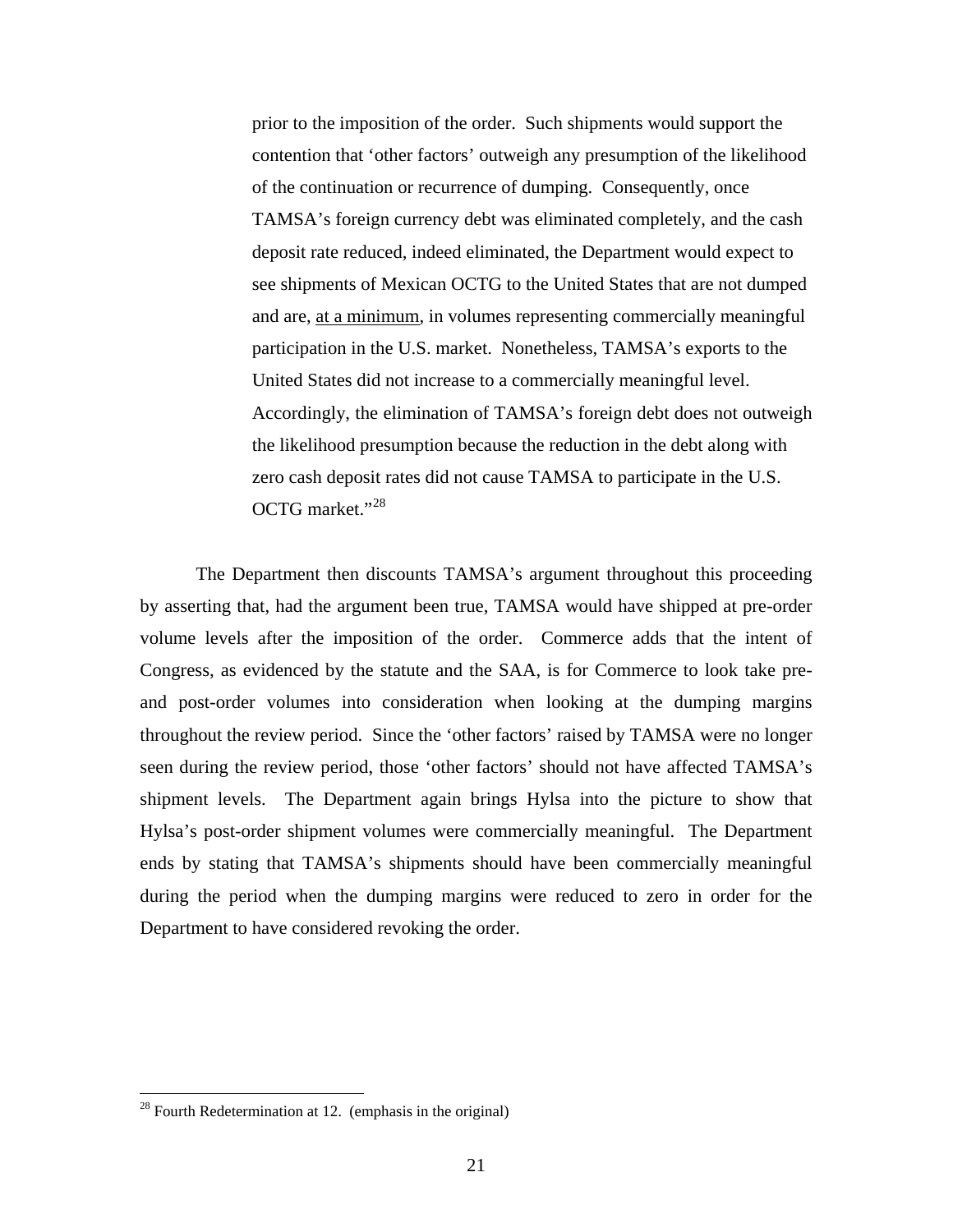> prior to the imposition of the order. Such shipments would support the contention that 'other factors' outweigh any presumption of the likelihood of the continuation or recurrence of dumping. Consequently, once TAMSA's foreign currency debt was eliminated completely, and the cash deposit rate reduced, indeed eliminated, the Department would expect to see shipments of Mexican OCTG to the United States that are not dumped and are, <u>at a minimum</u>, in volumes representing commercially meaningful participation in the U.S. market. Nonetheless, TAMSA's exports to the United States did not increase to a commercially meaningful level. Accordingly, the elimination of TAMSA's foreign debt does not outweigh the likelihood presumption because the reduction in the debt along with zero cash deposit rates did not cause TAMSA to participate in the U.S. OCTG market."[28]

The Department then discounts TAMSA's argument throughout this proceeding by asserting that, had the argument been true, TAMSA would have shipped at pre-order volume levels after the imposition of the order. Commerce adds that the intent of Congress, as evidenced by the statute and the SAA, is for Commerce to look take pre- and post-order volumes into consideration when looking at the dumping margins throughout the review period. Since the 'other factors' raised by TAMSA were no longer seen during the review period, those 'other factors' should not have affected TAMSA's shipment levels. The Department again brings Hylsa into the picture to show that Hylsa's post-order shipment volumes were commercially meaningful. The Department ends by stating that TAMSA's shipments should have been commercially meaningful during the period when the dumping margins were reduced to zero in order for the Department to have considered revoking the order.

[28] Fourth Redetermination at 12. (emphasis in the original)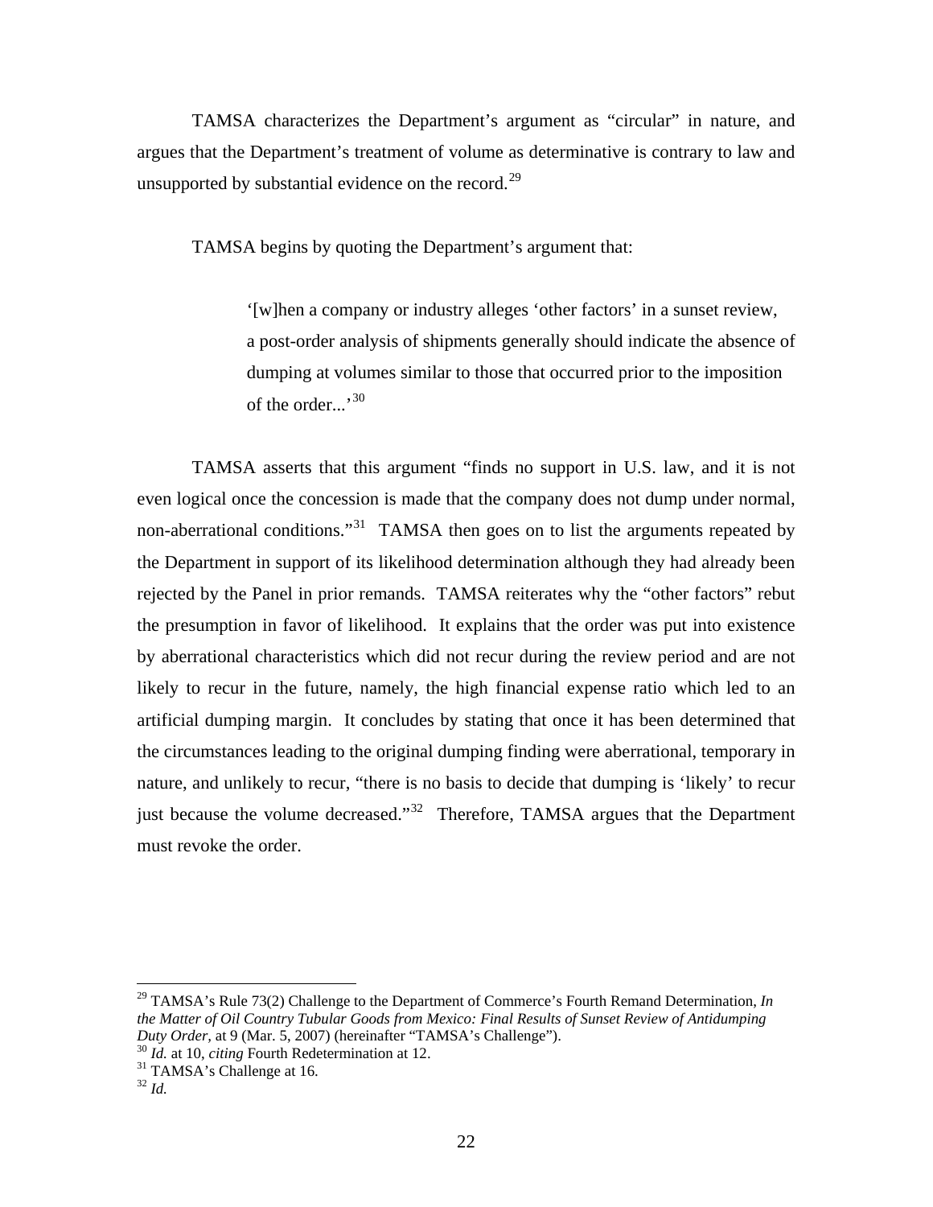TAMSA characterizes the Department's argument as "circular" in nature, and argues that the Department's treatment of volume as determinative is contrary to law and unsupported by substantial evidence on the record.[29]

TAMSA begins by quoting the Department's argument that:

> '[w]hen a company or industry alleges 'other factors' in a sunset review, a post-order analysis of shipments generally should indicate the absence of dumping at volumes similar to those that occurred prior to the imposition of the order...'[30]

TAMSA asserts that this argument "finds no support in U.S. law, and it is not even logical once the concession is made that the company does not dump under normal, non-aberrational conditions."[31] TAMSA then goes on to list the arguments repeated by the Department in support of its likelihood determination although they had already been rejected by the Panel in prior remands. TAMSA reiterates why the "other factors" rebut the presumption in favor of likelihood. It explains that the order was put into existence by aberrational characteristics which did not recur during the review period and are not likely to recur in the future, namely, the high financial expense ratio which led to an artificial dumping margin. It concludes by stating that once it has been determined that the circumstances leading to the original dumping finding were aberrational, temporary in nature, and unlikely to recur, "there is no basis to decide that dumping is 'likely' to recur just because the volume decreased."[32] Therefore, TAMSA argues that the Department must revoke the order.

---

[29] TAMSA's Rule 73(2) Challenge to the Department of Commerce's Fourth Remand Determination, *In the Matter of Oil Country Tubular Goods from Mexico: Final Results of Sunset Review of Antidumping Duty Order*, at 9 (Mar. 5, 2007) (hereinafter "TAMSA's Challenge").

[30] *Id.* at 10, *citing* Fourth Redetermination at 12.

[31] TAMSA's Challenge at 16.

[32] *Id.*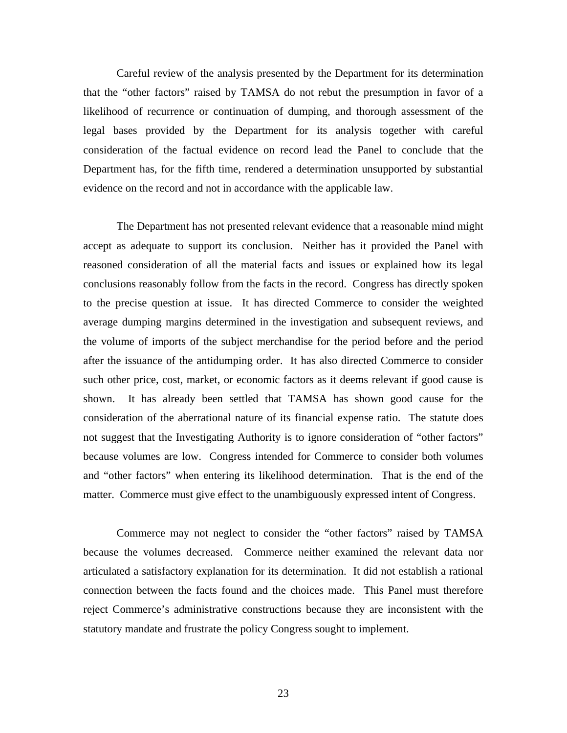Careful review of the analysis presented by the Department for its determination that the "other factors" raised by TAMSA do not rebut the presumption in favor of a likelihood of recurrence or continuation of dumping, and thorough assessment of the legal bases provided by the Department for its analysis together with careful consideration of the factual evidence on record lead the Panel to conclude that the Department has, for the fifth time, rendered a determination unsupported by substantial evidence on the record and not in accordance with the applicable law.

The Department has not presented relevant evidence that a reasonable mind might accept as adequate to support its conclusion. Neither has it provided the Panel with reasoned consideration of all the material facts and issues or explained how its legal conclusions reasonably follow from the facts in the record. Congress has directly spoken to the precise question at issue. It has directed Commerce to consider the weighted average dumping margins determined in the investigation and subsequent reviews, and the volume of imports of the subject merchandise for the period before and the period after the issuance of the antidumping order. It has also directed Commerce to consider such other price, cost, market, or economic factors as it deems relevant if good cause is shown. It has already been settled that TAMSA has shown good cause for the consideration of the aberrational nature of its financial expense ratio. The statute does not suggest that the Investigating Authority is to ignore consideration of "other factors" because volumes are low. Congress intended for Commerce to consider both volumes and "other factors" when entering its likelihood determination. That is the end of the matter. Commerce must give effect to the unambiguously expressed intent of Congress.

Commerce may not neglect to consider the "other factors" raised by TAMSA because the volumes decreased. Commerce neither examined the relevant data nor articulated a satisfactory explanation for its determination. It did not establish a rational connection between the facts found and the choices made. This Panel must therefore reject Commerce's administrative constructions because they are inconsistent with the statutory mandate and frustrate the policy Congress sought to implement.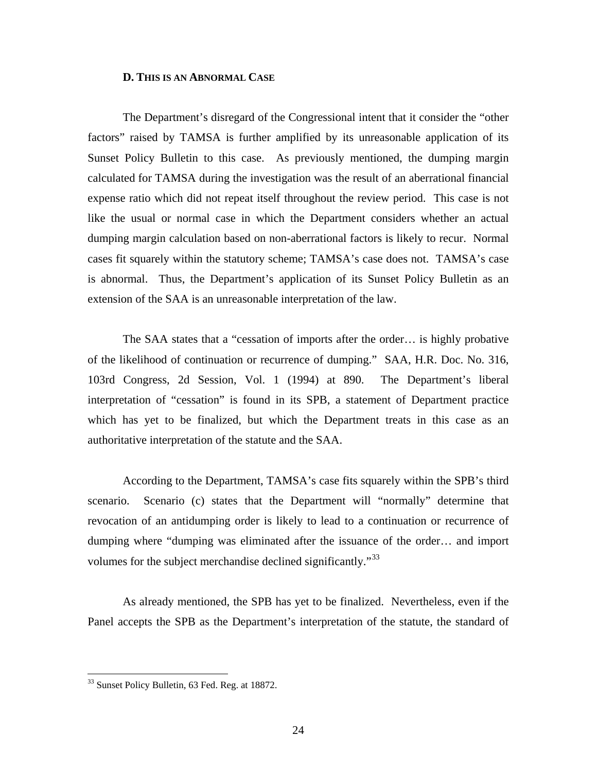**D. THIS IS AN ABNORMAL CASE**

The Department's disregard of the Congressional intent that it consider the "other factors" raised by TAMSA is further amplified by its unreasonable application of its Sunset Policy Bulletin to this case. As previously mentioned, the dumping margin calculated for TAMSA during the investigation was the result of an aberrational financial expense ratio which did not repeat itself throughout the review period. This case is not like the usual or normal case in which the Department considers whether an actual dumping margin calculation based on non-aberrational factors is likely to recur. Normal cases fit squarely within the statutory scheme; TAMSA's case does not. TAMSA's case is abnormal. Thus, the Department's application of its Sunset Policy Bulletin as an extension of the SAA is an unreasonable interpretation of the law.

The SAA states that a "cessation of imports after the order… is highly probative of the likelihood of continuation or recurrence of dumping." SAA, H.R. Doc. No. 316, 103rd Congress, 2d Session, Vol. 1 (1994) at 890. The Department's liberal interpretation of "cessation" is found in its SPB, a statement of Department practice which has yet to be finalized, but which the Department treats in this case as an authoritative interpretation of the statute and the SAA.

According to the Department, TAMSA's case fits squarely within the SPB's third scenario. Scenario (c) states that the Department will "normally" determine that revocation of an antidumping order is likely to lead to a continuation or recurrence of dumping where "dumping was eliminated after the issuance of the order… and import volumes for the subject merchandise declined significantly."[33]

As already mentioned, the SPB has yet to be finalized. Nevertheless, even if the Panel accepts the SPB as the Department's interpretation of the statute, the standard of

---

[33] Sunset Policy Bulletin, 63 Fed. Reg. at 18872.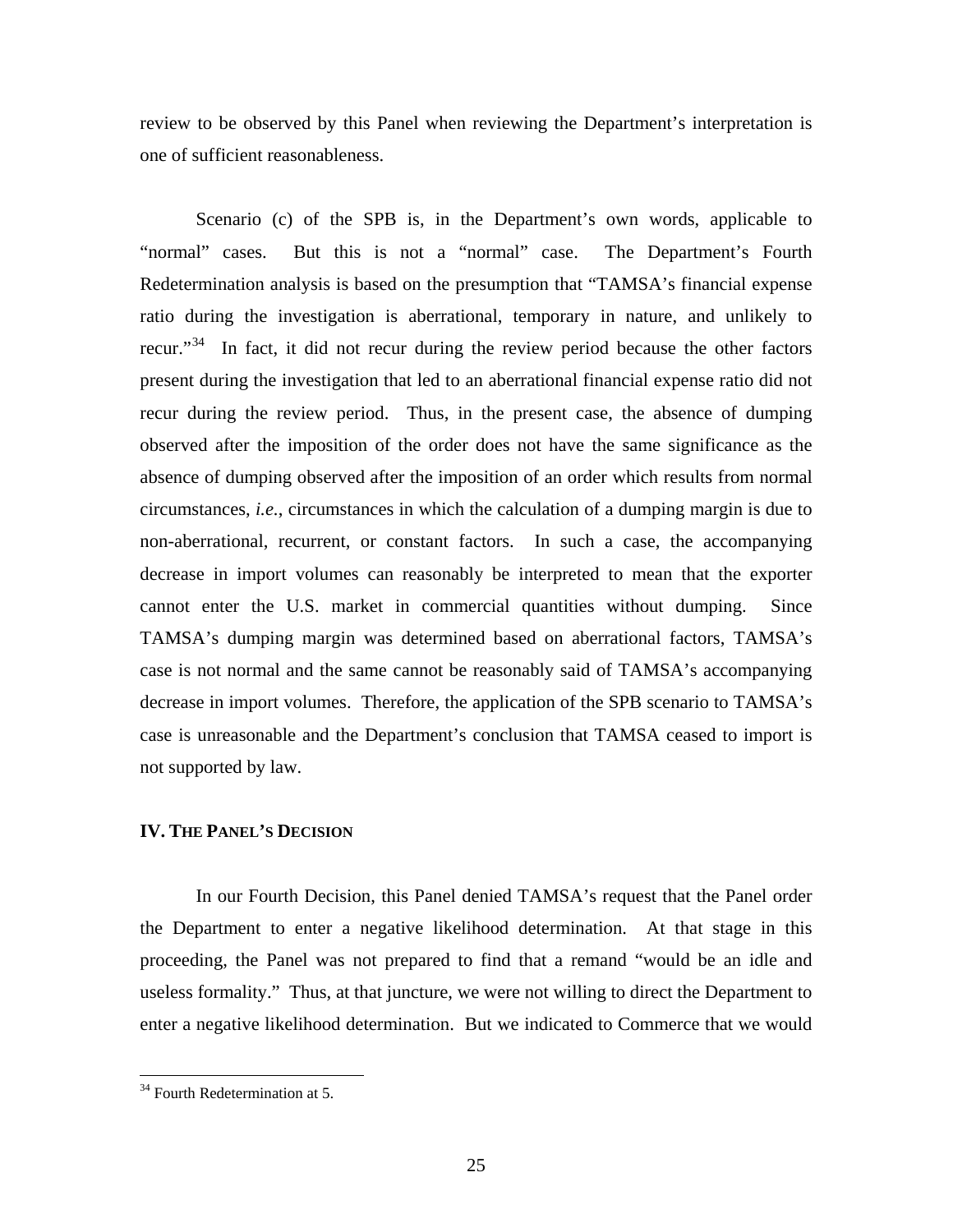review to be observed by this Panel when reviewing the Department's interpretation is one of sufficient reasonableness.

Scenario (c) of the SPB is, in the Department's own words, applicable to "normal" cases. But this is not a "normal" case. The Department's Fourth Redetermination analysis is based on the presumption that "TAMSA's financial expense ratio during the investigation is aberrational, temporary in nature, and unlikely to recur."[34] In fact, it did not recur during the review period because the other factors present during the investigation that led to an aberrational financial expense ratio did not recur during the review period. Thus, in the present case, the absence of dumping observed after the imposition of the order does not have the same significance as the absence of dumping observed after the imposition of an order which results from normal circumstances, *i.e.*, circumstances in which the calculation of a dumping margin is due to non-aberrational, recurrent, or constant factors. In such a case, the accompanying decrease in import volumes can reasonably be interpreted to mean that the exporter cannot enter the U.S. market in commercial quantities without dumping. Since TAMSA's dumping margin was determined based on aberrational factors, TAMSA's case is not normal and the same cannot be reasonably said of TAMSA's accompanying decrease in import volumes. Therefore, the application of the SPB scenario to TAMSA's case is unreasonable and the Department's conclusion that TAMSA ceased to import is not supported by law.

## IV. The Panel's Decision

In our Fourth Decision, this Panel denied TAMSA's request that the Panel order the Department to enter a negative likelihood determination. At that stage in this proceeding, the Panel was not prepared to find that a remand "would be an idle and useless formality." Thus, at that juncture, we were not willing to direct the Department to enter a negative likelihood determination. But we indicated to Commerce that we would

[34] Fourth Redetermination at 5.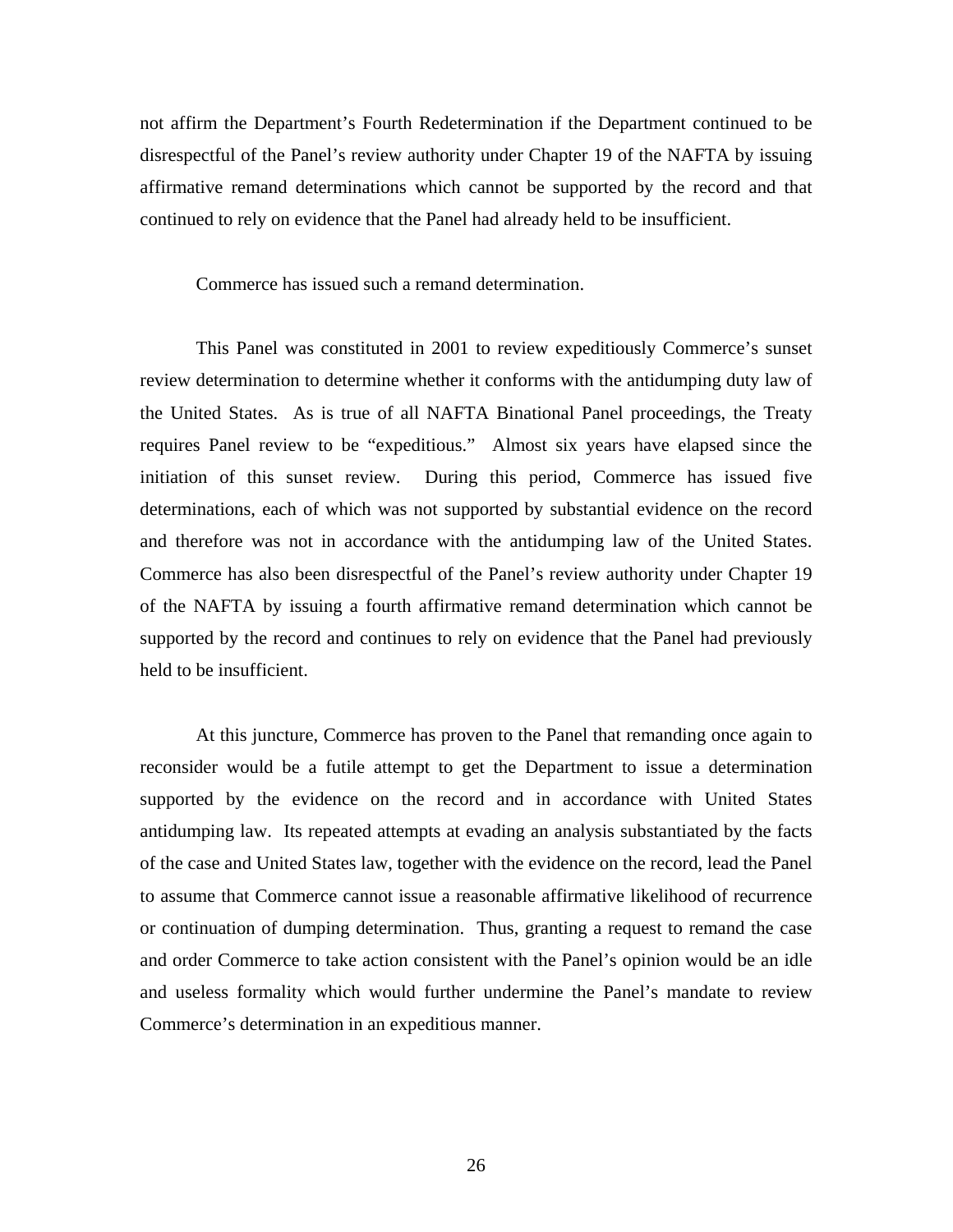not affirm the Department's Fourth Redetermination if the Department continued to be disrespectful of the Panel's review authority under Chapter 19 of the NAFTA by issuing affirmative remand determinations which cannot be supported by the record and that continued to rely on evidence that the Panel had already held to be insufficient.

Commerce has issued such a remand determination.

This Panel was constituted in 2001 to review expeditiously Commerce's sunset review determination to determine whether it conforms with the antidumping duty law of the United States. As is true of all NAFTA Binational Panel proceedings, the Treaty requires Panel review to be "expeditious." Almost six years have elapsed since the initiation of this sunset review. During this period, Commerce has issued five determinations, each of which was not supported by substantial evidence on the record and therefore was not in accordance with the antidumping law of the United States. Commerce has also been disrespectful of the Panel's review authority under Chapter 19 of the NAFTA by issuing a fourth affirmative remand determination which cannot be supported by the record and continues to rely on evidence that the Panel had previously held to be insufficient.

At this juncture, Commerce has proven to the Panel that remanding once again to reconsider would be a futile attempt to get the Department to issue a determination supported by the evidence on the record and in accordance with United States antidumping law. Its repeated attempts at evading an analysis substantiated by the facts of the case and United States law, together with the evidence on the record, lead the Panel to assume that Commerce cannot issue a reasonable affirmative likelihood of recurrence or continuation of dumping determination. Thus, granting a request to remand the case and order Commerce to take action consistent with the Panel's opinion would be an idle and useless formality which would further undermine the Panel's mandate to review Commerce's determination in an expeditious manner.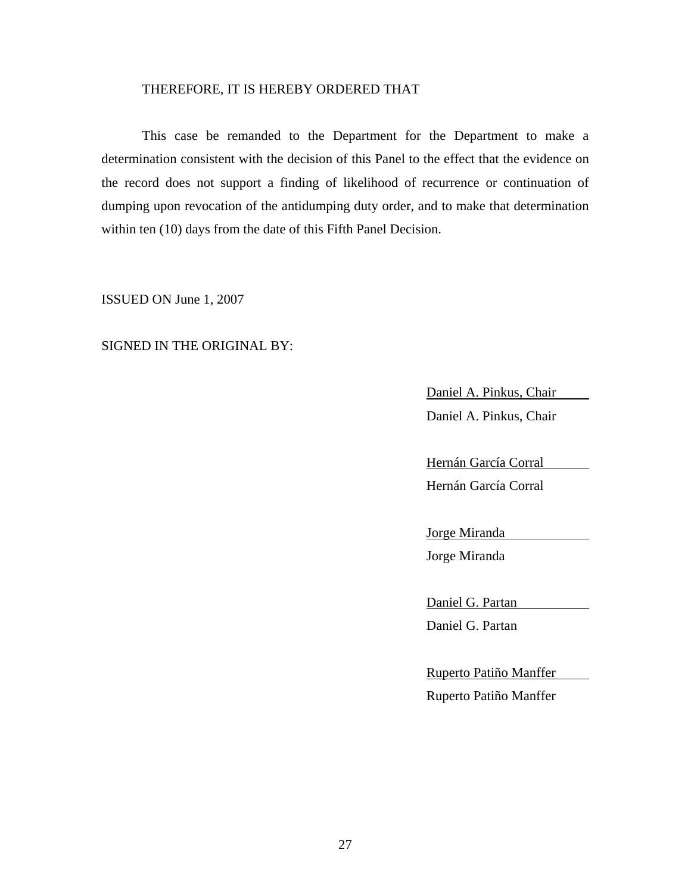THEREFORE, IT IS HEREBY ORDERED THAT

This case be remanded to the Department for the Department to make a determination consistent with the decision of this Panel to the effect that the evidence on the record does not support a finding of likelihood of recurrence or continuation of dumping upon revocation of the antidumping duty order, and to make that determination within ten (10) days from the date of this Fifth Panel Decision.

ISSUED ON June 1, 2007

SIGNED IN THE ORIGINAL BY:

Daniel A. Pinkus, Chair
Daniel A. Pinkus, Chair

Hernán García Corral
Hernán García Corral

Jorge Miranda
Jorge Miranda

Daniel G. Partan
Daniel G. Partan

Ruperto Patiño Manffer
Ruperto Patiño Manffer